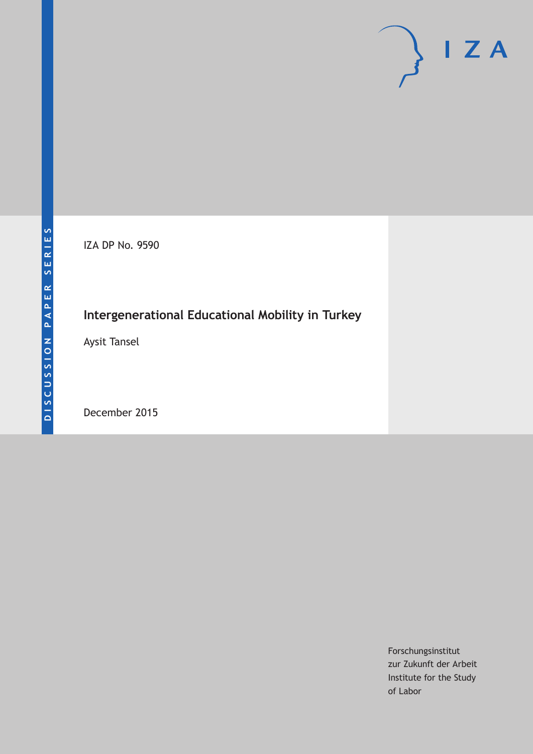DISCUSSION PAPER SERIES

IZA

IZA DP No. 9590

# Intergenerational Educational Mobility in Turkey

Aysit Tansel

December 2015

Forschungsinstitut
zur Zukunft der Arbeit
Institute for the Study
of Labor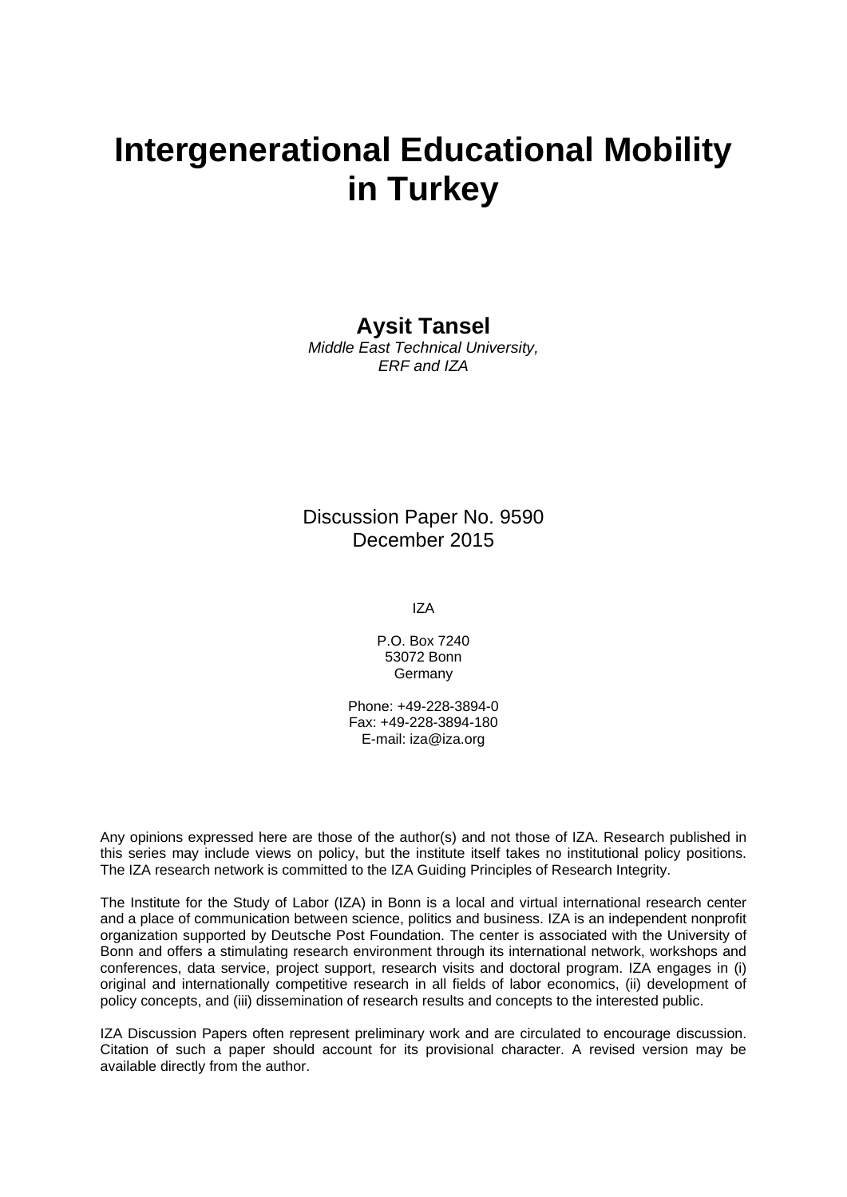# Intergenerational Educational Mobility in Turkey

**Aysit Tansel**

*Middle East Technical University, ERF and IZA*

Discussion Paper No. 9590
December 2015

IZA

P.O. Box 7240
53072 Bonn
Germany

Phone: +49-228-3894-0
Fax: +49-228-3894-180
E-mail: iza@iza.org

Any opinions expressed here are those of the author(s) and not those of IZA. Research published in this series may include views on policy, but the institute itself takes no institutional policy positions. The IZA research network is committed to the IZA Guiding Principles of Research Integrity.

The Institute for the Study of Labor (IZA) in Bonn is a local and virtual international research center and a place of communication between science, politics and business. IZA is an independent nonprofit organization supported by Deutsche Post Foundation. The center is associated with the University of Bonn and offers a stimulating research environment through its international network, workshops and conferences, data service, project support, research visits and doctoral program. IZA engages in (i) original and internationally competitive research in all fields of labor economics, (ii) development of policy concepts, and (iii) dissemination of research results and concepts to the interested public.

IZA Discussion Papers often represent preliminary work and are circulated to encourage discussion. Citation of such a paper should account for its provisional character. A revised version may be available directly from the author.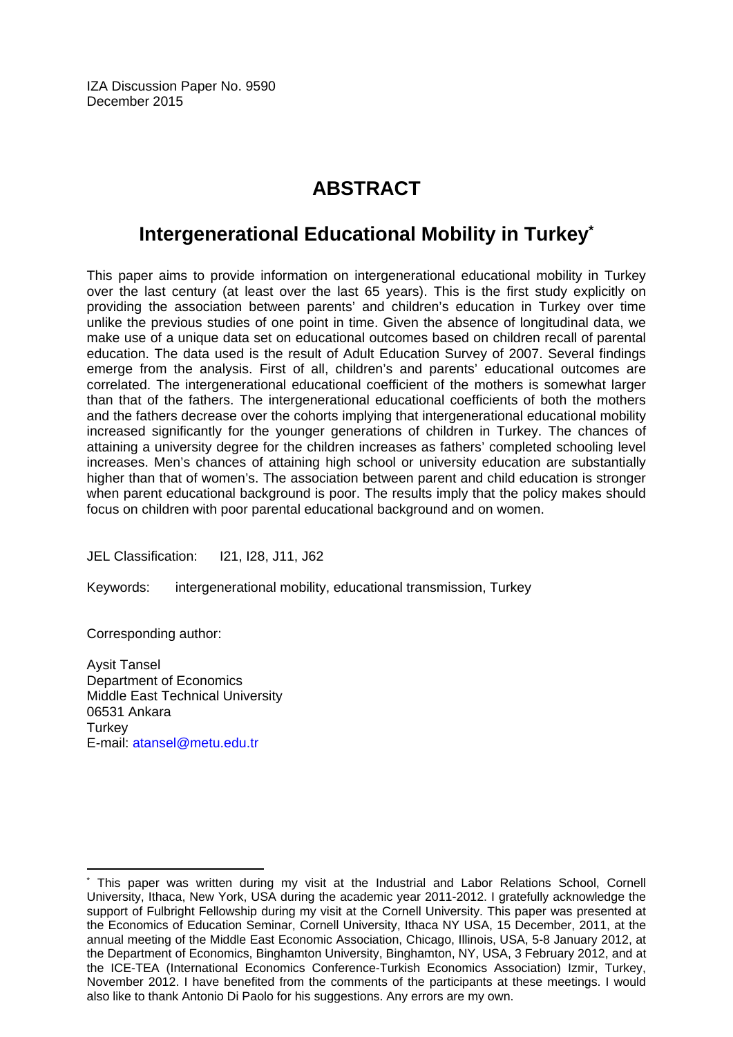IZA Discussion Paper No. 9590
December 2015

# ABSTRACT

## Intergenerational Educational Mobility in Turkey*

This paper aims to provide information on intergenerational educational mobility in Turkey over the last century (at least over the last 65 years). This is the first study explicitly on providing the association between parents' and children's education in Turkey over time unlike the previous studies of one point in time. Given the absence of longitudinal data, we make use of a unique data set on educational outcomes based on children recall of parental education. The data used is the result of Adult Education Survey of 2007. Several findings emerge from the analysis. First of all, children's and parents' educational outcomes are correlated. The intergenerational educational coefficient of the mothers is somewhat larger than that of the fathers. The intergenerational educational coefficients of both the mothers and the fathers decrease over the cohorts implying that intergenerational educational mobility increased significantly for the younger generations of children in Turkey. The chances of attaining a university degree for the children increases as fathers' completed schooling level increases. Men's chances of attaining high school or university education are substantially higher than that of women's. The association between parent and child education is stronger when parent educational background is poor. The results imply that the policy makes should focus on children with poor parental educational background and on women.

JEL Classification: I21, I28, J11, J62

Keywords: intergenerational mobility, educational transmission, Turkey

Corresponding author:

Aysit Tansel
Department of Economics
Middle East Technical University
06531 Ankara
Turkey
E-mail: atansel@metu.edu.tr

---

* This paper was written during my visit at the Industrial and Labor Relations School, Cornell University, Ithaca, New York, USA during the academic year 2011-2012. I gratefully acknowledge the support of Fulbright Fellowship during my visit at the Cornell University. This paper was presented at the Economics of Education Seminar, Cornell University, Ithaca NY USA, 15 December, 2011, at the annual meeting of the Middle East Economic Association, Chicago, Illinois, USA, 5-8 January 2012, at the Department of Economics, Binghamton University, Binghamton, NY, USA, 3 February 2012, and at the ICE-TEA (International Economics Conference-Turkish Economics Association) Izmir, Turkey, November 2012. I have benefited from the comments of the participants at these meetings. I would also like to thank Antonio Di Paolo for his suggestions. Any errors are my own.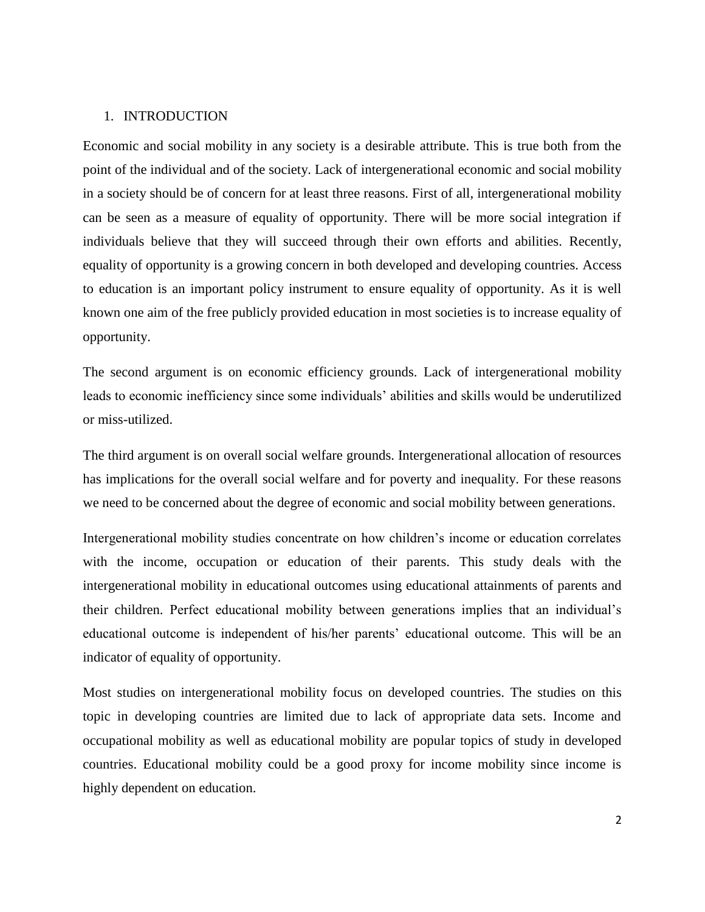## 1. INTRODUCTION

Economic and social mobility in any society is a desirable attribute. This is true both from the point of the individual and of the society. Lack of intergenerational economic and social mobility in a society should be of concern for at least three reasons. First of all, intergenerational mobility can be seen as a measure of equality of opportunity. There will be more social integration if individuals believe that they will succeed through their own efforts and abilities. Recently, equality of opportunity is a growing concern in both developed and developing countries. Access to education is an important policy instrument to ensure equality of opportunity. As it is well known one aim of the free publicly provided education in most societies is to increase equality of opportunity.

The second argument is on economic efficiency grounds. Lack of intergenerational mobility leads to economic inefficiency since some individuals' abilities and skills would be underutilized or miss-utilized.

The third argument is on overall social welfare grounds. Intergenerational allocation of resources has implications for the overall social welfare and for poverty and inequality. For these reasons we need to be concerned about the degree of economic and social mobility between generations.

Intergenerational mobility studies concentrate on how children's income or education correlates with the income, occupation or education of their parents. This study deals with the intergenerational mobility in educational outcomes using educational attainments of parents and their children. Perfect educational mobility between generations implies that an individual's educational outcome is independent of his/her parents' educational outcome. This will be an indicator of equality of opportunity.

Most studies on intergenerational mobility focus on developed countries. The studies on this topic in developing countries are limited due to lack of appropriate data sets. Income and occupational mobility as well as educational mobility are popular topics of study in developed countries. Educational mobility could be a good proxy for income mobility since income is highly dependent on education.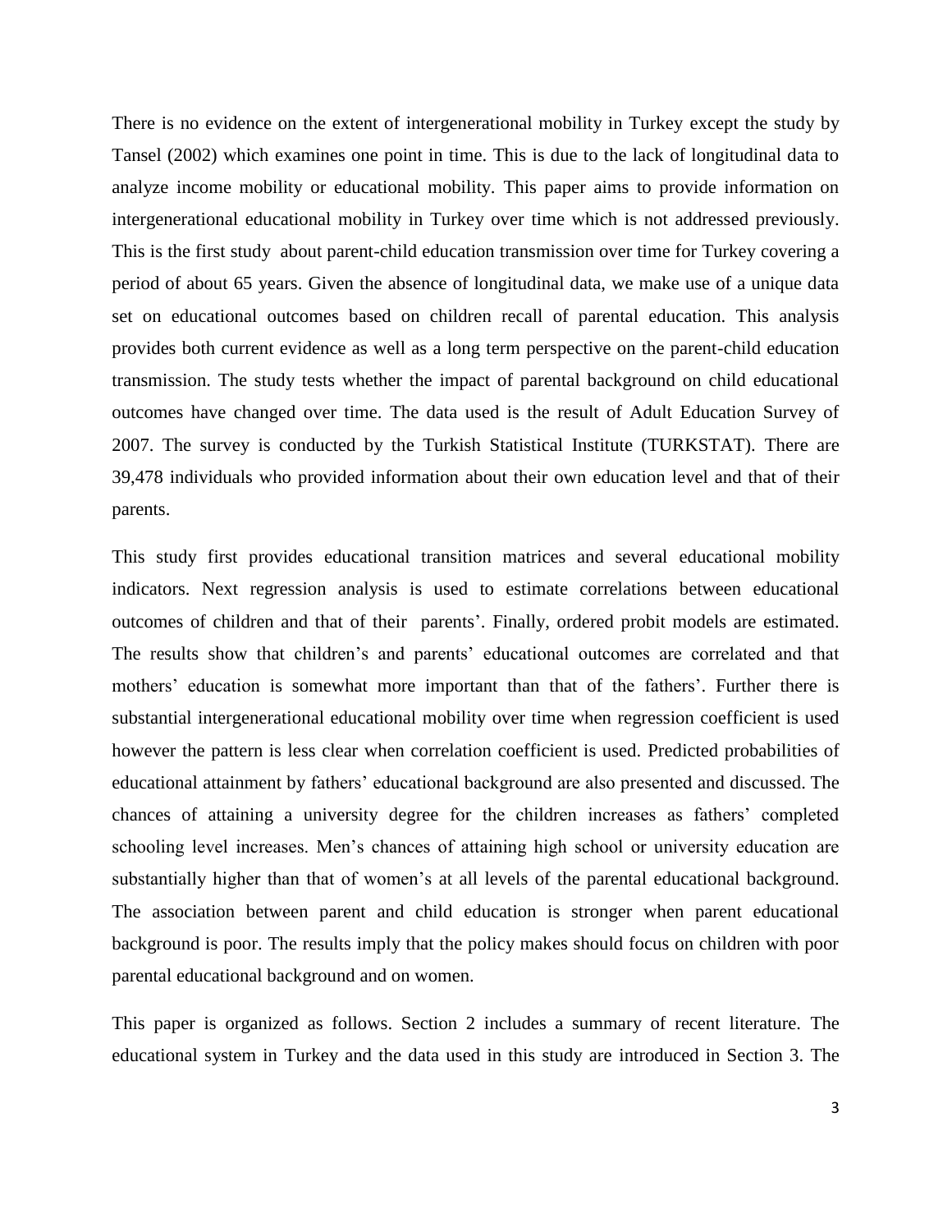There is no evidence on the extent of intergenerational mobility in Turkey except the study by Tansel (2002) which examines one point in time. This is due to the lack of longitudinal data to analyze income mobility or educational mobility. This paper aims to provide information on intergenerational educational mobility in Turkey over time which is not addressed previously. This is the first study about parent-child education transmission over time for Turkey covering a period of about 65 years. Given the absence of longitudinal data, we make use of a unique data set on educational outcomes based on children recall of parental education. This analysis provides both current evidence as well as a long term perspective on the parent-child education transmission. The study tests whether the impact of parental background on child educational outcomes have changed over time. The data used is the result of Adult Education Survey of 2007. The survey is conducted by the Turkish Statistical Institute (TURKSTAT). There are 39,478 individuals who provided information about their own education level and that of their parents.

This study first provides educational transition matrices and several educational mobility indicators. Next regression analysis is used to estimate correlations between educational outcomes of children and that of their parents'. Finally, ordered probit models are estimated. The results show that children's and parents' educational outcomes are correlated and that mothers' education is somewhat more important than that of the fathers'. Further there is substantial intergenerational educational mobility over time when regression coefficient is used however the pattern is less clear when correlation coefficient is used. Predicted probabilities of educational attainment by fathers' educational background are also presented and discussed. The chances of attaining a university degree for the children increases as fathers' completed schooling level increases. Men's chances of attaining high school or university education are substantially higher than that of women's at all levels of the parental educational background. The association between parent and child education is stronger when parent educational background is poor. The results imply that the policy makes should focus on children with poor parental educational background and on women.

This paper is organized as follows. Section 2 includes a summary of recent literature. The educational system in Turkey and the data used in this study are introduced in Section 3. The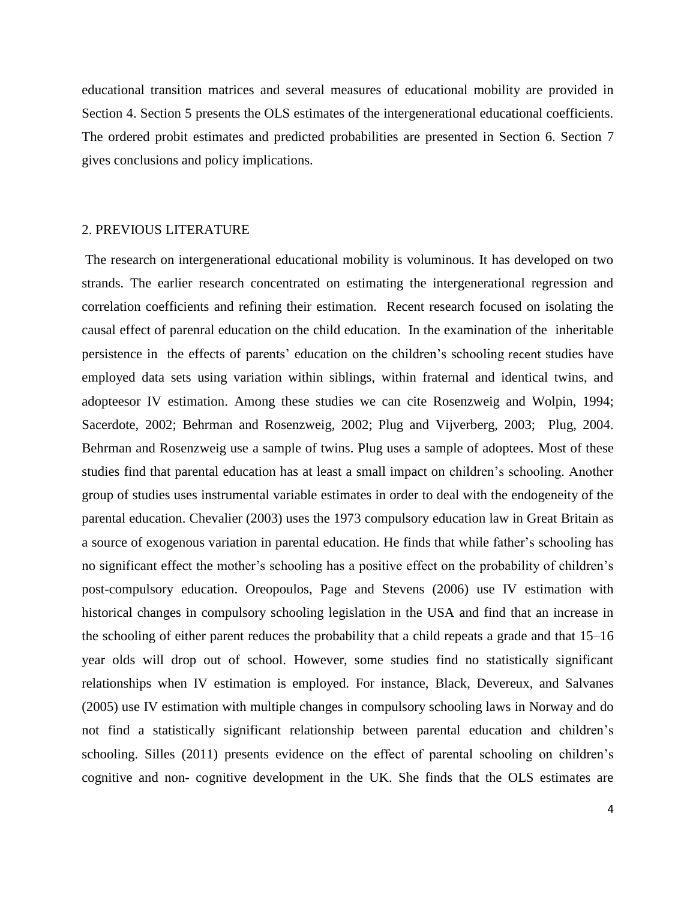educational transition matrices and several measures of educational mobility are provided in Section 4. Section 5 presents the OLS estimates of the intergenerational educational coefficients. The ordered probit estimates and predicted probabilities are presented in Section 6. Section 7 gives conclusions and policy implications.

## 2. PREVIOUS LITERATURE

The research on intergenerational educational mobility is voluminous. It has developed on two strands. The earlier research concentrated on estimating the intergenerational regression and correlation coefficients and refining their estimation. Recent research focused on isolating the causal effect of parenral education on the child education. In the examination of the inheritable persistence in the effects of parents' education on the children's schooling recent studies have employed data sets using variation within siblings, within fraternal and identical twins, and adopteesor IV estimation. Among these studies we can cite Rosenzweig and Wolpin, 1994; Sacerdote, 2002; Behrman and Rosenzweig, 2002; Plug and Vijverberg, 2003; Plug, 2004. Behrman and Rosenzweig use a sample of twins. Plug uses a sample of adoptees. Most of these studies find that parental education has at least a small impact on children's schooling. Another group of studies uses instrumental variable estimates in order to deal with the endogeneity of the parental education. Chevalier (2003) uses the 1973 compulsory education law in Great Britain as a source of exogenous variation in parental education. He finds that while father's schooling has no significant effect the mother's schooling has a positive effect on the probability of children's post-compulsory education. Oreopoulos, Page and Stevens (2006) use IV estimation with historical changes in compulsory schooling legislation in the USA and find that an increase in the schooling of either parent reduces the probability that a child repeats a grade and that 15–16 year olds will drop out of school. However, some studies find no statistically significant relationships when IV estimation is employed. For instance, Black, Devereux, and Salvanes (2005) use IV estimation with multiple changes in compulsory schooling laws in Norway and do not find a statistically significant relationship between parental education and children's schooling. Silles (2011) presents evidence on the effect of parental schooling on children's cognitive and non- cognitive development in the UK. She finds that the OLS estimates are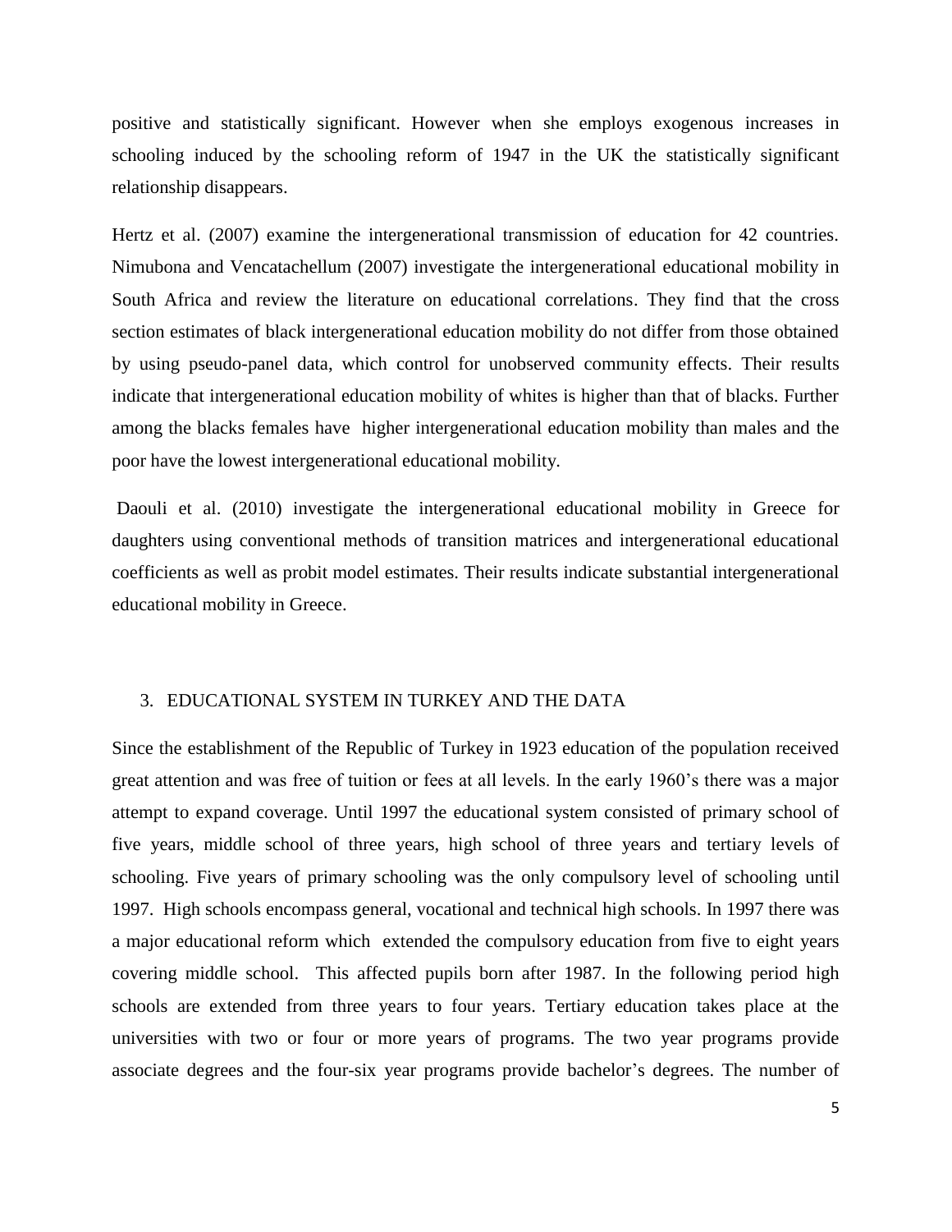positive and statistically significant. However when she employs exogenous increases in schooling induced by the schooling reform of 1947 in the UK the statistically significant relationship disappears.

Hertz et al. (2007) examine the intergenerational transmission of education for 42 countries. Nimubona and Vencatachellum (2007) investigate the intergenerational educational mobility in South Africa and review the literature on educational correlations. They find that the cross section estimates of black intergenerational education mobility do not differ from those obtained by using pseudo-panel data, which control for unobserved community effects. Their results indicate that intergenerational education mobility of whites is higher than that of blacks. Further among the blacks females have higher intergenerational education mobility than males and the poor have the lowest intergenerational educational mobility.

Daouli et al. (2010) investigate the intergenerational educational mobility in Greece for daughters using conventional methods of transition matrices and intergenerational educational coefficients as well as probit model estimates. Their results indicate substantial intergenerational educational mobility in Greece.

## 3. EDUCATIONAL SYSTEM IN TURKEY AND THE DATA

Since the establishment of the Republic of Turkey in 1923 education of the population received great attention and was free of tuition or fees at all levels. In the early 1960's there was a major attempt to expand coverage. Until 1997 the educational system consisted of primary school of five years, middle school of three years, high school of three years and tertiary levels of schooling. Five years of primary schooling was the only compulsory level of schooling until 1997. High schools encompass general, vocational and technical high schools. In 1997 there was a major educational reform which extended the compulsory education from five to eight years covering middle school. This affected pupils born after 1987. In the following period high schools are extended from three years to four years. Tertiary education takes place at the universities with two or four or more years of programs. The two year programs provide associate degrees and the four-six year programs provide bachelor's degrees. The number of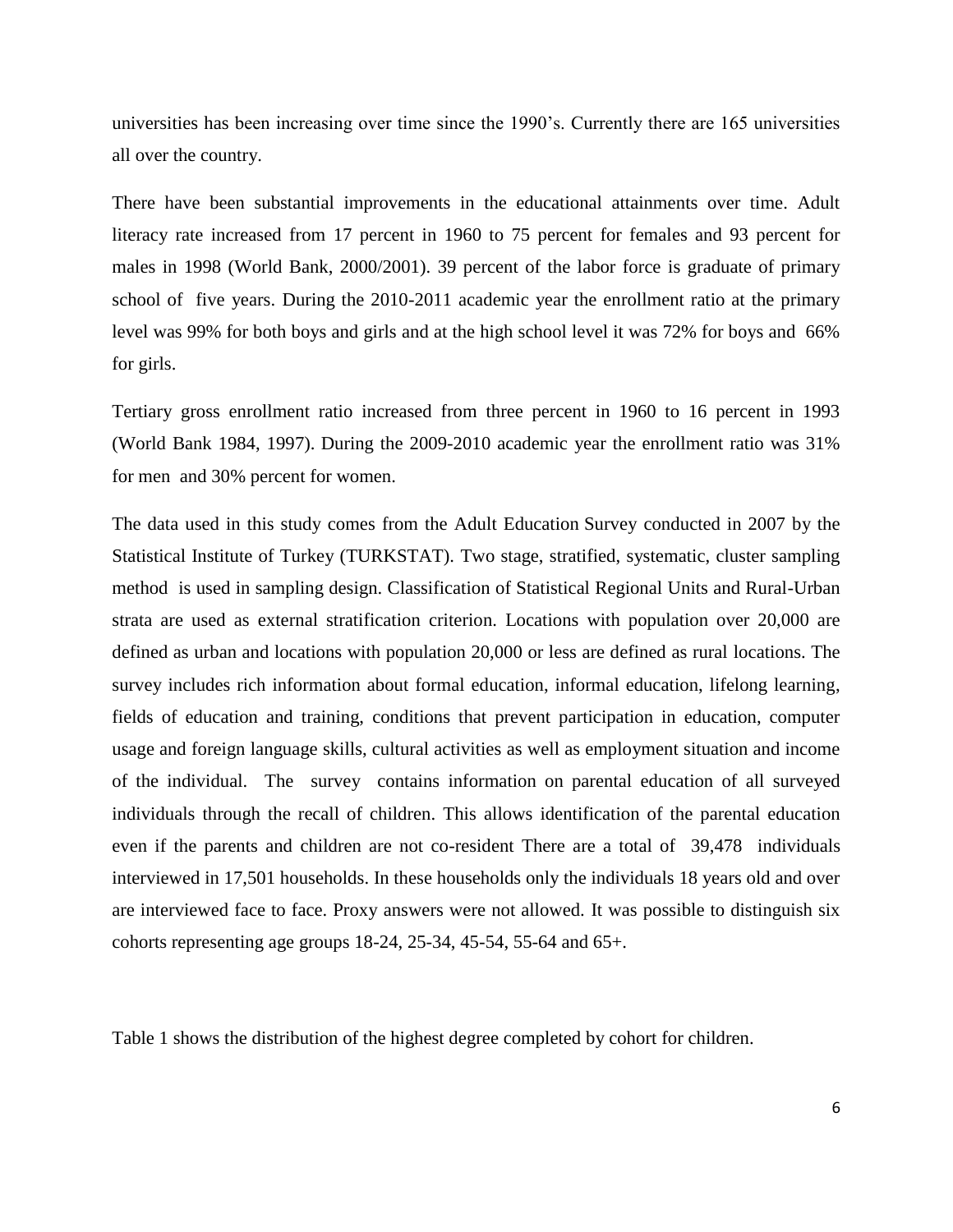universities has been increasing over time since the 1990's. Currently there are 165 universities all over the country.

There have been substantial improvements in the educational attainments over time. Adult literacy rate increased from 17 percent in 1960 to 75 percent for females and 93 percent for males in 1998 (World Bank, 2000/2001). 39 percent of the labor force is graduate of primary school of five years. During the 2010-2011 academic year the enrollment ratio at the primary level was 99% for both boys and girls and at the high school level it was 72% for boys and 66% for girls.

Tertiary gross enrollment ratio increased from three percent in 1960 to 16 percent in 1993 (World Bank 1984, 1997). During the 2009-2010 academic year the enrollment ratio was 31% for men and 30% percent for women.

The data used in this study comes from the Adult Education Survey conducted in 2007 by the Statistical Institute of Turkey (TURKSTAT). Two stage, stratified, systematic, cluster sampling method is used in sampling design. Classification of Statistical Regional Units and Rural-Urban strata are used as external stratification criterion. Locations with population over 20,000 are defined as urban and locations with population 20,000 or less are defined as rural locations. The survey includes rich information about formal education, informal education, lifelong learning, fields of education and training, conditions that prevent participation in education, computer usage and foreign language skills, cultural activities as well as employment situation and income of the individual. The survey contains information on parental education of all surveyed individuals through the recall of children. This allows identification of the parental education even if the parents and children are not co-resident There are a total of 39,478 individuals interviewed in 17,501 households. In these households only the individuals 18 years old and over are interviewed face to face. Proxy answers were not allowed. It was possible to distinguish six cohorts representing age groups 18-24, 25-34, 45-54, 55-64 and 65+.

Table 1 shows the distribution of the highest degree completed by cohort for children.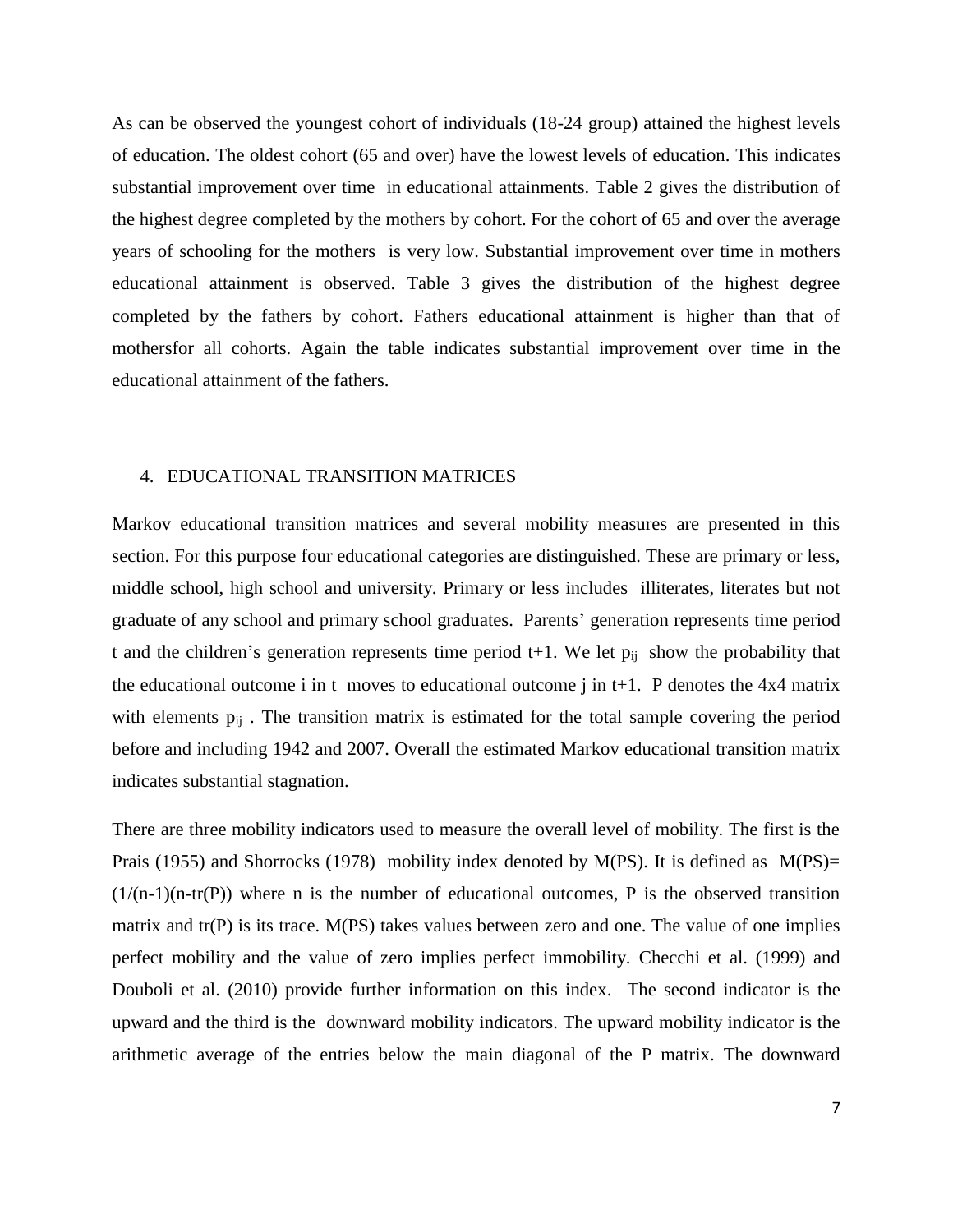As can be observed the youngest cohort of individuals (18-24 group) attained the highest levels of education. The oldest cohort (65 and over) have the lowest levels of education. This indicates substantial improvement over time in educational attainments. Table 2 gives the distribution of the highest degree completed by the mothers by cohort. For the cohort of 65 and over the average years of schooling for the mothers is very low. Substantial improvement over time in mothers educational attainment is observed. Table 3 gives the distribution of the highest degree completed by the fathers by cohort. Fathers educational attainment is higher than that of mothersfor all cohorts. Again the table indicates substantial improvement over time in the educational attainment of the fathers.

## 4. EDUCATIONAL TRANSITION MATRICES

Markov educational transition matrices and several mobility measures are presented in this section. For this purpose four educational categories are distinguished. These are primary or less, middle school, high school and university. Primary or less includes illiterates, literates but not graduate of any school and primary school graduates. Parents' generation represents time period t and the children's generation represents time period t+1. We let $p_{ij}$ show the probability that the educational outcome i in t moves to educational outcome j in t+1. P denotes the 4x4 matrix with elements $p_{ij}$ . The transition matrix is estimated for the total sample covering the period before and including 1942 and 2007. Overall the estimated Markov educational transition matrix indicates substantial stagnation.

There are three mobility indicators used to measure the overall level of mobility. The first is the Prais (1955) and Shorrocks (1978) mobility index denoted by M(PS). It is defined as $M(PS)= (1/(n-1)(n-tr(P))$ where n is the number of educational outcomes, P is the observed transition matrix and tr(P) is its trace. M(PS) takes values between zero and one. The value of one implies perfect mobility and the value of zero implies perfect immobility. Checchi et al. (1999) and Douboli et al. (2010) provide further information on this index. The second indicator is the upward and the third is the downward mobility indicators. The upward mobility indicator is the arithmetic average of the entries below the main diagonal of the P matrix. The downward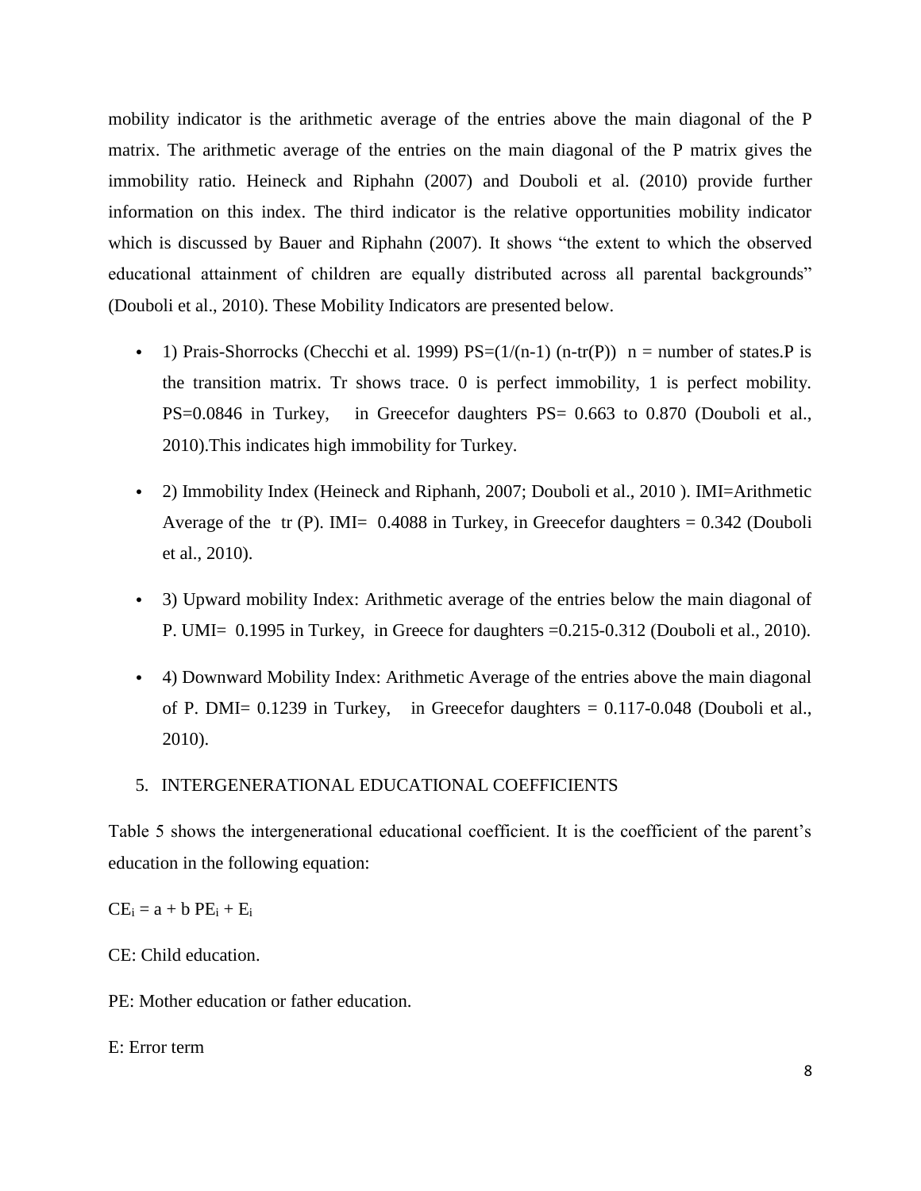mobility indicator is the arithmetic average of the entries above the main diagonal of the P matrix. The arithmetic average of the entries on the main diagonal of the P matrix gives the immobility ratio. Heineck and Riphahn (2007) and Douboli et al. (2010) provide further information on this index. The third indicator is the relative opportunities mobility indicator which is discussed by Bauer and Riphahn (2007). It shows "the extent to which the observed educational attainment of children are equally distributed across all parental backgrounds" (Douboli et al., 2010). These Mobility Indicators are presented below.

- 1) Prais-Shorrocks (Checchi et al. 1999) $PS=(1/(n-1)\,(n-tr(P))$ n = number of states.P is the transition matrix. Tr shows trace. 0 is perfect immobility, 1 is perfect mobility. PS=0.0846 in Turkey, in Greecefor daughters PS= 0.663 to 0.870 (Douboli et al., 2010).This indicates high immobility for Turkey.
- 2) Immobility Index (Heineck and Riphanh, 2007; Douboli et al., 2010 ). IMI=Arithmetic Average of the tr (P). IMI= 0.4088 in Turkey, in Greecefor daughters = 0.342 (Douboli et al., 2010).
- 3) Upward mobility Index: Arithmetic average of the entries below the main diagonal of P. UMI= 0.1995 in Turkey, in Greece for daughters =0.215-0.312 (Douboli et al., 2010).
- 4) Downward Mobility Index: Arithmetic Average of the entries above the main diagonal of P. DMI= 0.1239 in Turkey, in Greecefor daughters = 0.117-0.048 (Douboli et al., 2010).

## 5. INTERGENERATIONAL EDUCATIONAL COEFFICIENTS

Table 5 shows the intergenerational educational coefficient. It is the coefficient of the parent's education in the following equation:

$CE_i = a + b\ PE_i + E_i$

CE: Child education.

PE: Mother education or father education.

E: Error term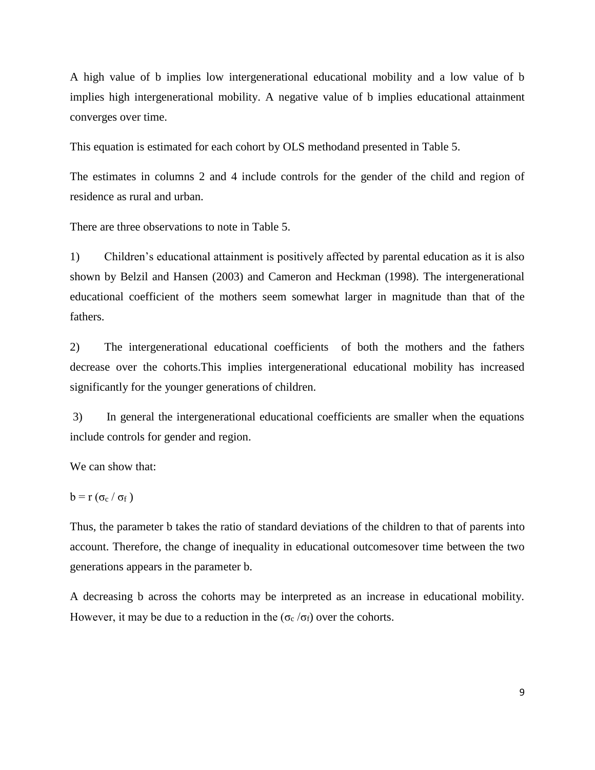A high value of b implies low intergenerational educational mobility and a low value of b implies high intergenerational mobility. A negative value of b implies educational attainment converges over time.

This equation is estimated for each cohort by OLS methodand presented in Table 5.

The estimates in columns 2 and 4 include controls for the gender of the child and region of residence as rural and urban.

There are three observations to note in Table 5.

1) Children's educational attainment is positively affected by parental education as it is also shown by Belzil and Hansen (2003) and Cameron and Heckman (1998). The intergenerational educational coefficient of the mothers seem somewhat larger in magnitude than that of the fathers.

2) The intergenerational educational coefficients of both the mothers and the fathers decrease over the cohorts.This implies intergenerational educational mobility has increased significantly for the younger generations of children.

3) In general the intergenerational educational coefficients are smaller when the equations include controls for gender and region.

We can show that:

$$b = r\,(\sigma_c / \sigma_f)$$

Thus, the parameter b takes the ratio of standard deviations of the children to that of parents into account. Therefore, the change of inequality in educational outcomesover time between the two generations appears in the parameter b.

A decreasing b across the cohorts may be interpreted as an increase in educational mobility. However, it may be due to a reduction in the $(\sigma_c / \sigma_f)$ over the cohorts.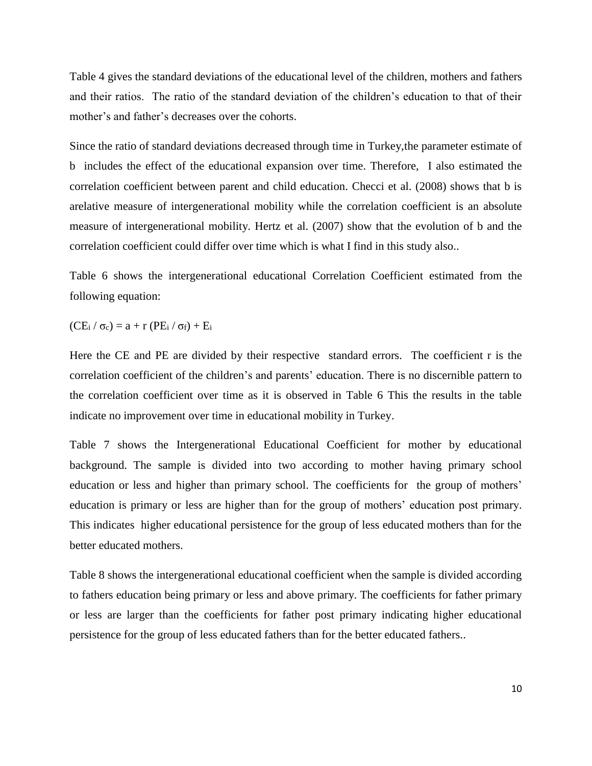Table 4 gives the standard deviations of the educational level of the children, mothers and fathers and their ratios. The ratio of the standard deviation of the children's education to that of their mother's and father's decreases over the cohorts.

Since the ratio of standard deviations decreased through time in Turkey,the parameter estimate of b includes the effect of the educational expansion over time. Therefore, I also estimated the correlation coefficient between parent and child education. Checci et al. (2008) shows that b is arelative measure of intergenerational mobility while the correlation coefficient is an absolute measure of intergenerational mobility. Hertz et al. (2007) show that the evolution of b and the correlation coefficient could differ over time which is what I find in this study also..

Table 6 shows the intergenerational educational Correlation Coefficient estimated from the following equation:

$$(CE_i / \sigma_c) = a + r\,(PE_i / \sigma_f) + E_i$$

Here the CE and PE are divided by their respective standard errors. The coefficient r is the correlation coefficient of the children's and parents' education. There is no discernible pattern to the correlation coefficient over time as it is observed in Table 6 This the results in the table indicate no improvement over time in educational mobility in Turkey.

Table 7 shows the Intergenerational Educational Coefficient for mother by educational background. The sample is divided into two according to mother having primary school education or less and higher than primary school. The coefficients for the group of mothers' education is primary or less are higher than for the group of mothers' education post primary. This indicates higher educational persistence for the group of less educated mothers than for the better educated mothers.

Table 8 shows the intergenerational educational coefficient when the sample is divided according to fathers education being primary or less and above primary. The coefficients for father primary or less are larger than the coefficients for father post primary indicating higher educational persistence for the group of less educated fathers than for the better educated fathers..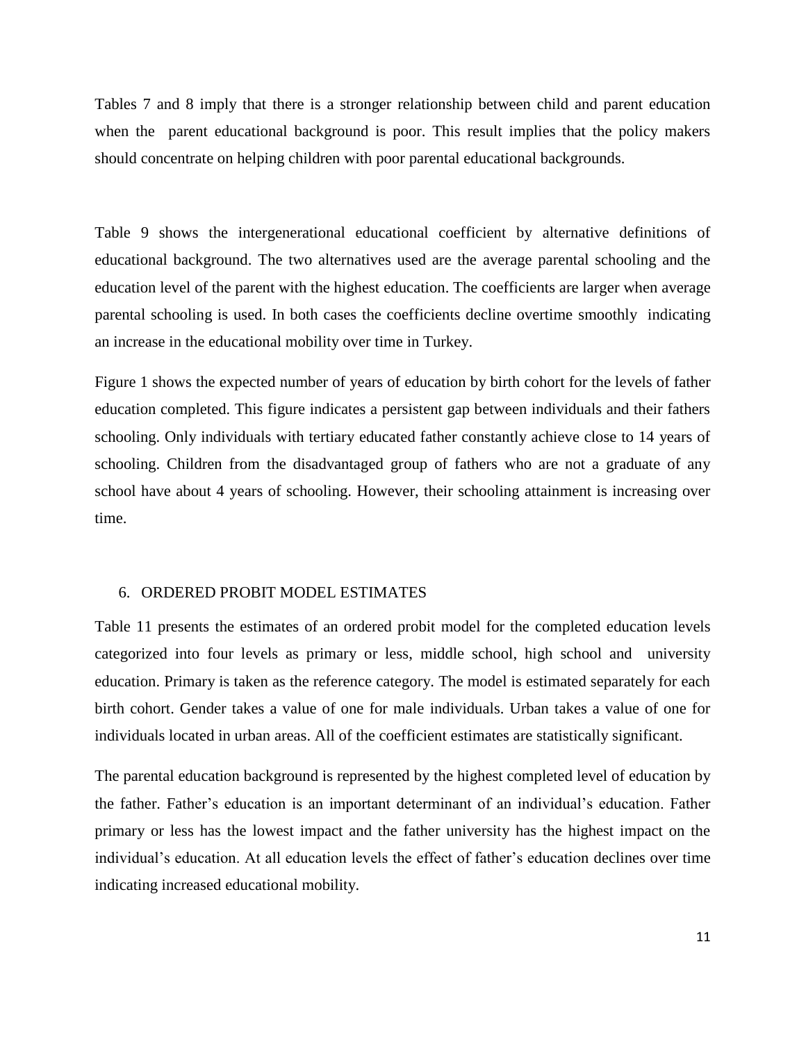Tables 7 and 8 imply that there is a stronger relationship between child and parent education when the parent educational background is poor. This result implies that the policy makers should concentrate on helping children with poor parental educational backgrounds.

Table 9 shows the intergenerational educational coefficient by alternative definitions of educational background. The two alternatives used are the average parental schooling and the education level of the parent with the highest education. The coefficients are larger when average parental schooling is used. In both cases the coefficients decline overtime smoothly indicating an increase in the educational mobility over time in Turkey.

Figure 1 shows the expected number of years of education by birth cohort for the levels of father education completed. This figure indicates a persistent gap between individuals and their fathers schooling. Only individuals with tertiary educated father constantly achieve close to 14 years of schooling. Children from the disadvantaged group of fathers who are not a graduate of any school have about 4 years of schooling. However, their schooling attainment is increasing over time.

## 6. ORDERED PROBIT MODEL ESTIMATES

Table 11 presents the estimates of an ordered probit model for the completed education levels categorized into four levels as primary or less, middle school, high school and university education. Primary is taken as the reference category. The model is estimated separately for each birth cohort. Gender takes a value of one for male individuals. Urban takes a value of one for individuals located in urban areas. All of the coefficient estimates are statistically significant.

The parental education background is represented by the highest completed level of education by the father. Father's education is an important determinant of an individual's education. Father primary or less has the lowest impact and the father university has the highest impact on the individual's education. At all education levels the effect of father's education declines over time indicating increased educational mobility.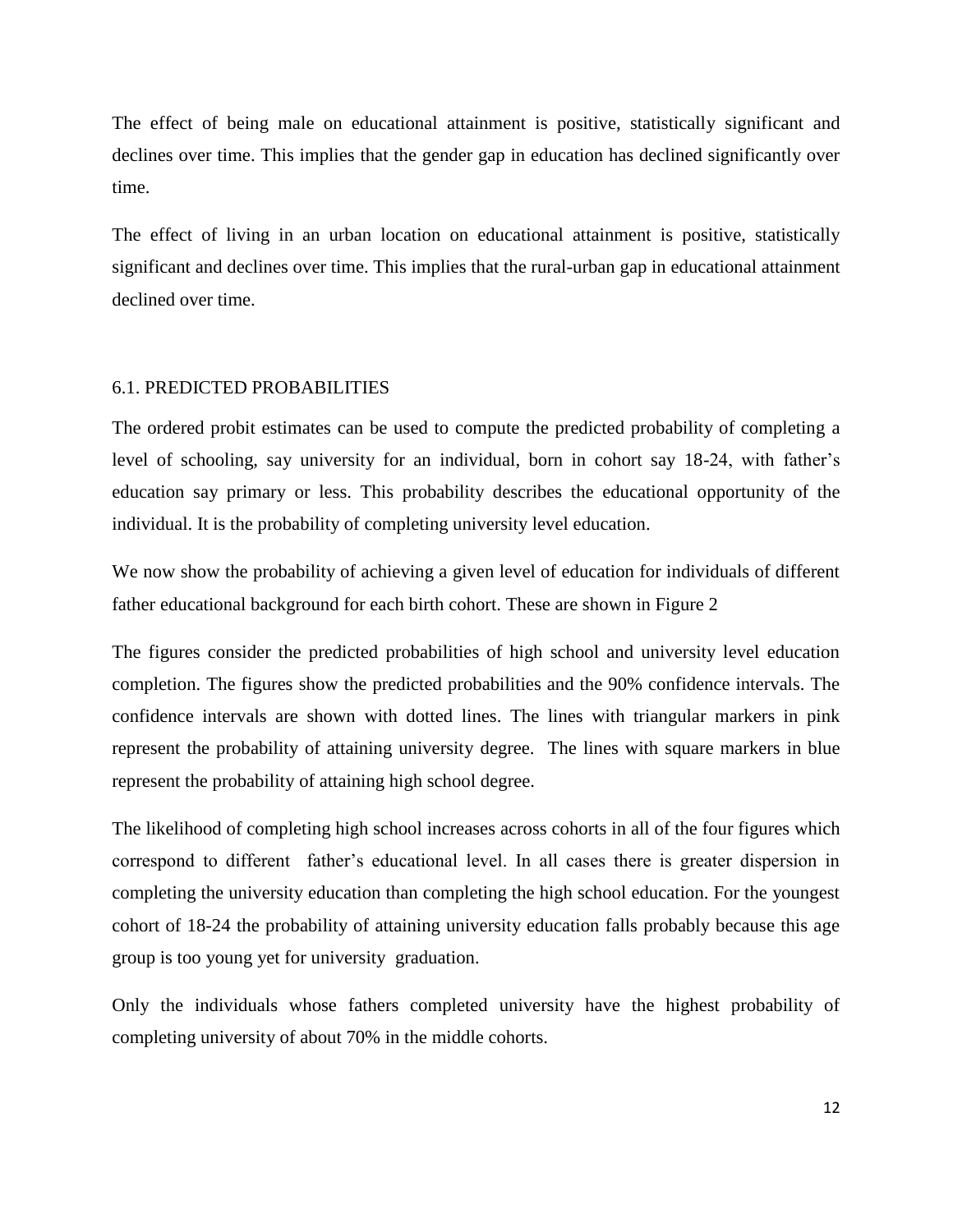The effect of being male on educational attainment is positive, statistically significant and declines over time. This implies that the gender gap in education has declined significantly over time.

The effect of living in an urban location on educational attainment is positive, statistically significant and declines over time. This implies that the rural-urban gap in educational attainment declined over time.

### 6.1. PREDICTED PROBABILITIES

The ordered probit estimates can be used to compute the predicted probability of completing a level of schooling, say university for an individual, born in cohort say 18-24, with father's education say primary or less. This probability describes the educational opportunity of the individual. It is the probability of completing university level education.

We now show the probability of achieving a given level of education for individuals of different father educational background for each birth cohort. These are shown in Figure 2

The figures consider the predicted probabilities of high school and university level education completion. The figures show the predicted probabilities and the 90% confidence intervals. The confidence intervals are shown with dotted lines. The lines with triangular markers in pink represent the probability of attaining university degree. The lines with square markers in blue represent the probability of attaining high school degree.

The likelihood of completing high school increases across cohorts in all of the four figures which correspond to different father's educational level. In all cases there is greater dispersion in completing the university education than completing the high school education. For the youngest cohort of 18-24 the probability of attaining university education falls probably because this age group is too young yet for university graduation.

Only the individuals whose fathers completed university have the highest probability of completing university of about 70% in the middle cohorts.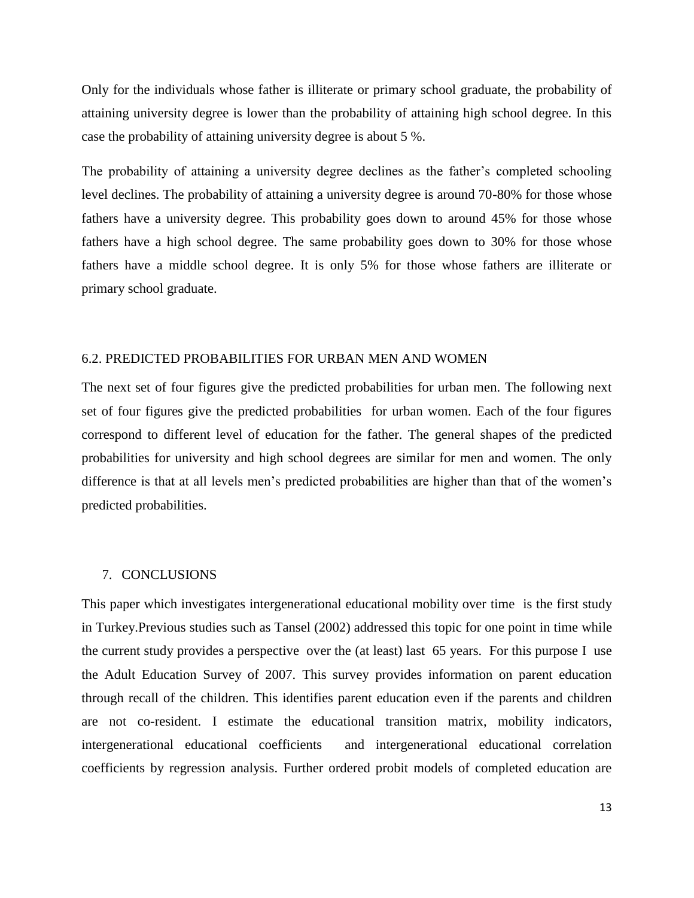Only for the individuals whose father is illiterate or primary school graduate, the probability of attaining university degree is lower than the probability of attaining high school degree. In this case the probability of attaining university degree is about 5 %.

The probability of attaining a university degree declines as the father's completed schooling level declines. The probability of attaining a university degree is around 70-80% for those whose fathers have a university degree. This probability goes down to around 45% for those whose fathers have a high school degree. The same probability goes down to 30% for those whose fathers have a middle school degree. It is only 5% for those whose fathers are illiterate or primary school graduate.

### 6.2. PREDICTED PROBABILITIES FOR URBAN MEN AND WOMEN

The next set of four figures give the predicted probabilities for urban men. The following next set of four figures give the predicted probabilities for urban women. Each of the four figures correspond to different level of education for the father. The general shapes of the predicted probabilities for university and high school degrees are similar for men and women. The only difference is that at all levels men's predicted probabilities are higher than that of the women's predicted probabilities.

## 7. CONCLUSIONS

This paper which investigates intergenerational educational mobility over time is the first study in Turkey.Previous studies such as Tansel (2002) addressed this topic for one point in time while the current study provides a perspective over the (at least) last 65 years. For this purpose I use the Adult Education Survey of 2007. This survey provides information on parent education through recall of the children. This identifies parent education even if the parents and children are not co-resident. I estimate the educational transition matrix, mobility indicators, intergenerational educational coefficients and intergenerational educational correlation coefficients by regression analysis. Further ordered probit models of completed education are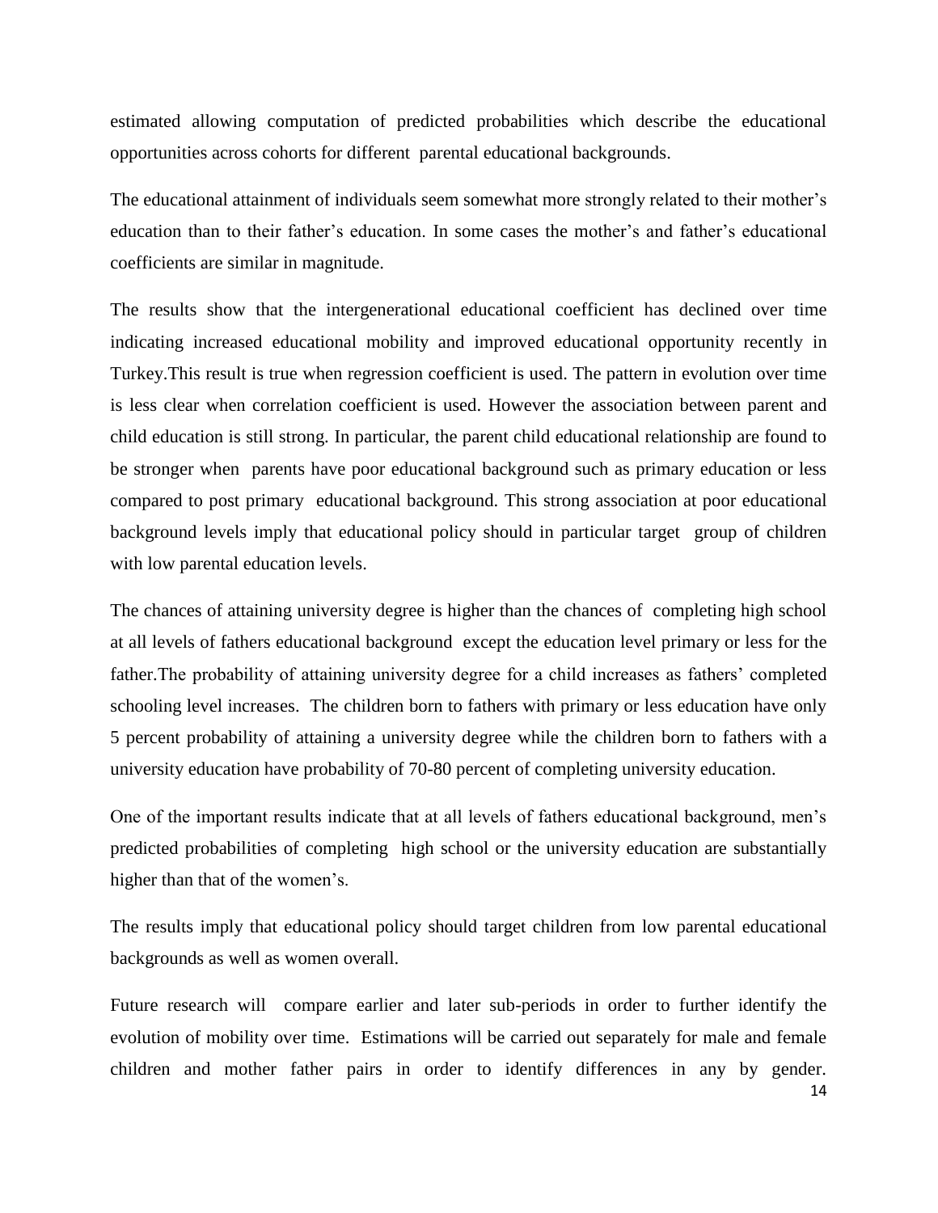estimated allowing computation of predicted probabilities which describe the educational opportunities across cohorts for different parental educational backgrounds.

The educational attainment of individuals seem somewhat more strongly related to their mother's education than to their father's education. In some cases the mother's and father's educational coefficients are similar in magnitude.

The results show that the intergenerational educational coefficient has declined over time indicating increased educational mobility and improved educational opportunity recently in Turkey.This result is true when regression coefficient is used. The pattern in evolution over time is less clear when correlation coefficient is used. However the association between parent and child education is still strong. In particular, the parent child educational relationship are found to be stronger when parents have poor educational background such as primary education or less compared to post primary educational background. This strong association at poor educational background levels imply that educational policy should in particular target group of children with low parental education levels.

The chances of attaining university degree is higher than the chances of completing high school at all levels of fathers educational background except the education level primary or less for the father.The probability of attaining university degree for a child increases as fathers' completed schooling level increases. The children born to fathers with primary or less education have only 5 percent probability of attaining a university degree while the children born to fathers with a university education have probability of 70-80 percent of completing university education.

One of the important results indicate that at all levels of fathers educational background, men's predicted probabilities of completing high school or the university education are substantially higher than that of the women's.

The results imply that educational policy should target children from low parental educational backgrounds as well as women overall.

Future research will compare earlier and later sub-periods in order to further identify the evolution of mobility over time. Estimations will be carried out separately for male and female children and mother father pairs in order to identify differences in any by gender.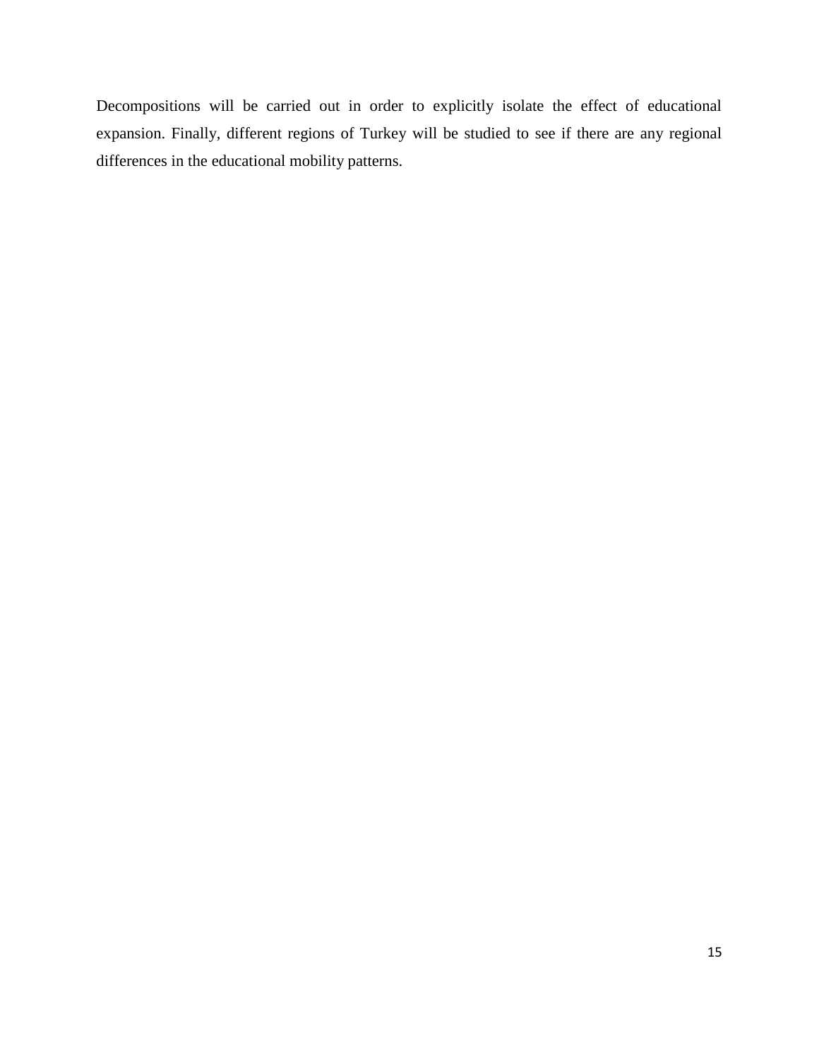Decompositions will be carried out in order to explicitly isolate the effect of educational expansion. Finally, different regions of Turkey will be studied to see if there are any regional differences in the educational mobility patterns.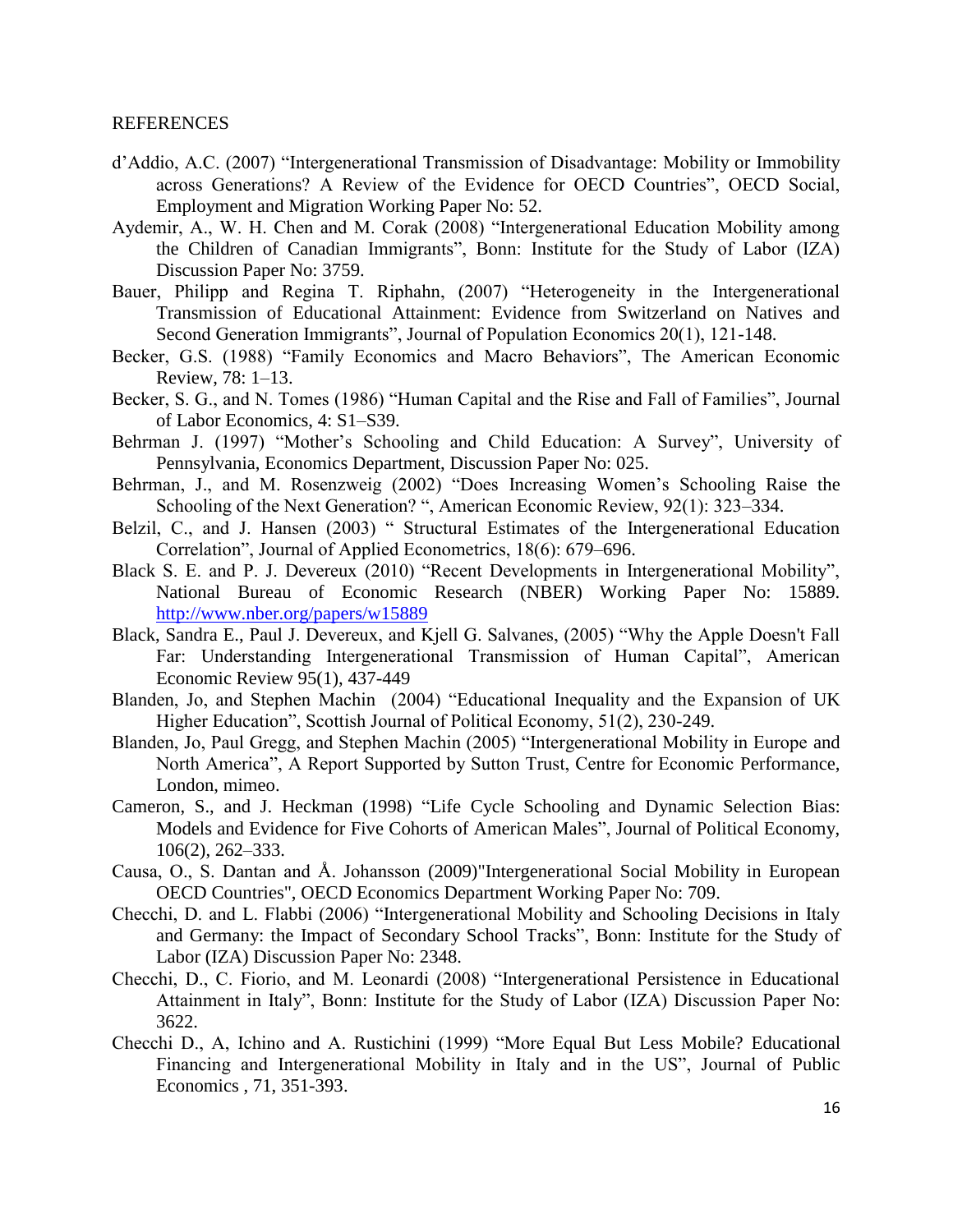REFERENCES

d'Addio, A.C. (2007) "Intergenerational Transmission of Disadvantage: Mobility or Immobility across Generations? A Review of the Evidence for OECD Countries", OECD Social, Employment and Migration Working Paper No: 52.

Aydemir, A., W. H. Chen and M. Corak (2008) "Intergenerational Education Mobility among the Children of Canadian Immigrants", Bonn: Institute for the Study of Labor (IZA) Discussion Paper No: 3759.

Bauer, Philipp and Regina T. Riphahn, (2007) "Heterogeneity in the Intergenerational Transmission of Educational Attainment: Evidence from Switzerland on Natives and Second Generation Immigrants", Journal of Population Economics 20(1), 121-148.

Becker, G.S. (1988) "Family Economics and Macro Behaviors", The American Economic Review, 78: 1–13.

Becker, S. G., and N. Tomes (1986) "Human Capital and the Rise and Fall of Families", Journal of Labor Economics, 4: S1–S39.

Behrman J. (1997) "Mother's Schooling and Child Education: A Survey", University of Pennsylvania, Economics Department, Discussion Paper No: 025.

Behrman, J., and M. Rosenzweig (2002) "Does Increasing Women's Schooling Raise the Schooling of the Next Generation? ", American Economic Review, 92(1): 323–334.

Belzil, C., and J. Hansen (2003) " Structural Estimates of the Intergenerational Education Correlation", Journal of Applied Econometrics, 18(6): 679–696.

Black S. E. and P. J. Devereux (2010) "Recent Developments in Intergenerational Mobility", National Bureau of Economic Research (NBER) Working Paper No: 15889. http://www.nber.org/papers/w15889

Black, Sandra E., Paul J. Devereux, and Kjell G. Salvanes, (2005) "Why the Apple Doesn't Fall Far: Understanding Intergenerational Transmission of Human Capital", American Economic Review 95(1), 437-449

Blanden, Jo, and Stephen Machin (2004) "Educational Inequality and the Expansion of UK Higher Education", Scottish Journal of Political Economy, 51(2), 230-249.

Blanden, Jo, Paul Gregg, and Stephen Machin (2005) "Intergenerational Mobility in Europe and North America", A Report Supported by Sutton Trust, Centre for Economic Performance, London, mimeo.

Cameron, S., and J. Heckman (1998) "Life Cycle Schooling and Dynamic Selection Bias: Models and Evidence for Five Cohorts of American Males", Journal of Political Economy, 106(2), 262–333.

Causa, O., S. Dantan and Å. Johansson (2009)"Intergenerational Social Mobility in European OECD Countries", OECD Economics Department Working Paper No: 709.

Checchi, D. and L. Flabbi (2006) "Intergenerational Mobility and Schooling Decisions in Italy and Germany: the Impact of Secondary School Tracks", Bonn: Institute for the Study of Labor (IZA) Discussion Paper No: 2348.

Checchi, D., C. Fiorio, and M. Leonardi (2008) "Intergenerational Persistence in Educational Attainment in Italy", Bonn: Institute for the Study of Labor (IZA) Discussion Paper No: 3622.

Checchi D., A, Ichino and A. Rustichini (1999) "More Equal But Less Mobile? Educational Financing and Intergenerational Mobility in Italy and in the US", Journal of Public Economics , 71, 351-393.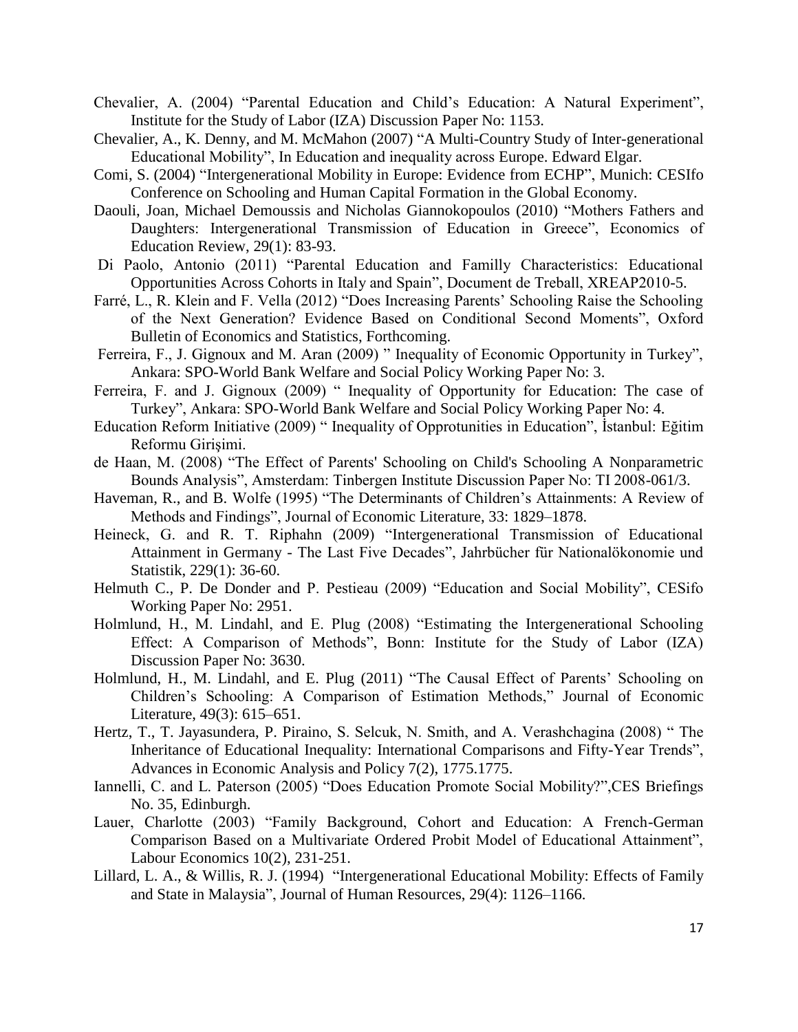Chevalier, A. (2004) "Parental Education and Child's Education: A Natural Experiment", Institute for the Study of Labor (IZA) Discussion Paper No: 1153.

Chevalier, A., K. Denny, and M. McMahon (2007) "A Multi-Country Study of Inter-generational Educational Mobility", In Education and inequality across Europe. Edward Elgar.

Comi, S. (2004) "Intergenerational Mobility in Europe: Evidence from ECHP", Munich: CESIfo Conference on Schooling and Human Capital Formation in the Global Economy.

Daouli, Joan, Michael Demoussis and Nicholas Giannokopoulos (2010) "Mothers Fathers and Daughters: Intergenerational Transmission of Education in Greece", Economics of Education Review, 29(1): 83-93.

Di Paolo, Antonio (2011) "Parental Education and Familly Characteristics: Educational Opportunities Across Cohorts in Italy and Spain", Document de Treball, XREAP2010-5.

Farré, L., R. Klein and F. Vella (2012) "Does Increasing Parents' Schooling Raise the Schooling of the Next Generation? Evidence Based on Conditional Second Moments", Oxford Bulletin of Economics and Statistics, Forthcoming.

Ferreira, F., J. Gignoux and M. Aran (2009) " Inequality of Economic Opportunity in Turkey", Ankara: SPO-World Bank Welfare and Social Policy Working Paper No: 3.

Ferreira, F. and J. Gignoux (2009) " Inequality of Opportunity for Education: The case of Turkey", Ankara: SPO-World Bank Welfare and Social Policy Working Paper No: 4.

Education Reform Initiative (2009) " Inequality of Opprotunities in Education", İstanbul: Eğitim Reformu Girişimi.

de Haan, M. (2008) "The Effect of Parents' Schooling on Child's Schooling A Nonparametric Bounds Analysis", Amsterdam: Tinbergen Institute Discussion Paper No: TI 2008-061/3.

Haveman, R., and B. Wolfe (1995) "The Determinants of Children's Attainments: A Review of Methods and Findings", Journal of Economic Literature, 33: 1829–1878.

Heineck, G. and R. T. Riphahn (2009) "Intergenerational Transmission of Educational Attainment in Germany - The Last Five Decades", Jahrbücher für Nationalökonomie und Statistik, 229(1): 36-60.

Helmuth C., P. De Donder and P. Pestieau (2009) "Education and Social Mobility", CESifo Working Paper No: 2951.

Holmlund, H., M. Lindahl, and E. Plug (2008) "Estimating the Intergenerational Schooling Effect: A Comparison of Methods", Bonn: Institute for the Study of Labor (IZA) Discussion Paper No: 3630.

Holmlund, H., M. Lindahl, and E. Plug (2011) "The Causal Effect of Parents' Schooling on Children's Schooling: A Comparison of Estimation Methods," Journal of Economic Literature, 49(3): 615–651.

Hertz, T., T. Jayasundera, P. Piraino, S. Selcuk, N. Smith, and A. Verashchagina (2008) " The Inheritance of Educational Inequality: International Comparisons and Fifty-Year Trends", Advances in Economic Analysis and Policy 7(2), 1775.1775.

Iannelli, C. and L. Paterson (2005) "Does Education Promote Social Mobility?",CES Briefings No. 35, Edinburgh.

Lauer, Charlotte (2003) "Family Background, Cohort and Education: A French-German Comparison Based on a Multivariate Ordered Probit Model of Educational Attainment", Labour Economics 10(2), 231-251.

Lillard, L. A., & Willis, R. J. (1994) "Intergenerational Educational Mobility: Effects of Family and State in Malaysia", Journal of Human Resources, 29(4): 1126–1166.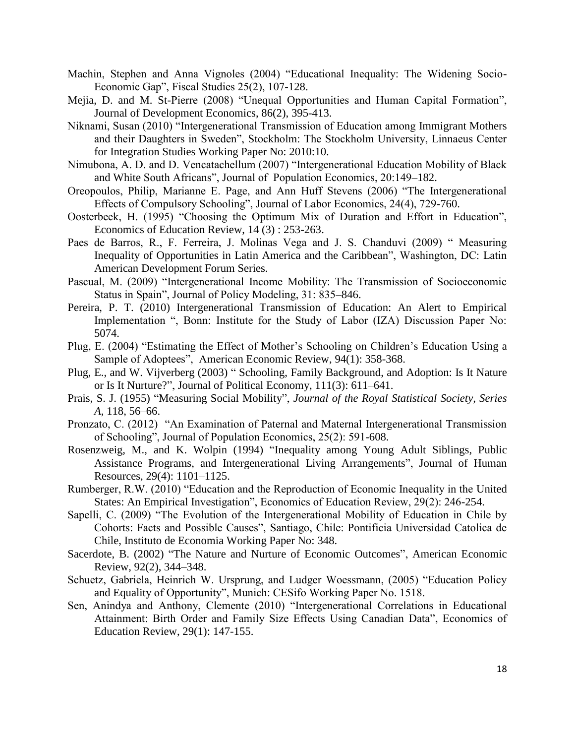Machin, Stephen and Anna Vignoles (2004) "Educational Inequality: The Widening Socio-Economic Gap", Fiscal Studies 25(2), 107-128.

Mejia, D. and M. St-Pierre (2008) "Unequal Opportunities and Human Capital Formation", Journal of Development Economics, 86(2), 395-413.

Niknami, Susan (2010) "Intergenerational Transmission of Education among Immigrant Mothers and their Daughters in Sweden", Stockholm: The Stockholm University, Linnaeus Center for Integration Studies Working Paper No: 2010:10.

Nimubona, A. D. and D. Vencatachellum (2007) "Intergenerational Education Mobility of Black and White South Africans", Journal of Population Economics, 20:149–182.

Oreopoulos, Philip, Marianne E. Page, and Ann Huff Stevens (2006) "The Intergenerational Effects of Compulsory Schooling", Journal of Labor Economics, 24(4), 729-760.

Oosterbeek, H. (1995) "Choosing the Optimum Mix of Duration and Effort in Education", Economics of Education Review, 14 (3) : 253-263.

Paes de Barros, R., F. Ferreira, J. Molinas Vega and J. S. Chanduvi (2009) " Measuring Inequality of Opportunities in Latin America and the Caribbean", Washington, DC: Latin American Development Forum Series.

Pascual, M. (2009) "Intergenerational Income Mobility: The Transmission of Socioeconomic Status in Spain", Journal of Policy Modeling, 31: 835–846.

Pereira, P. T. (2010) Intergenerational Transmission of Education: An Alert to Empirical Implementation ", Bonn: Institute for the Study of Labor (IZA) Discussion Paper No: 5074.

Plug, E. (2004) "Estimating the Effect of Mother's Schooling on Children's Education Using a Sample of Adoptees", American Economic Review, 94(1): 358-368.

Plug, E., and W. Vijverberg (2003) " Schooling, Family Background, and Adoption: Is It Nature or Is It Nurture?", Journal of Political Economy, 111(3): 611–641.

Prais, S. J. (1955) "Measuring Social Mobility", *Journal of the Royal Statistical Society, Series A*, 118, 56–66.

Pronzato, C. (2012) "An Examination of Paternal and Maternal Intergenerational Transmission of Schooling", Journal of Population Economics, 25(2): 591-608.

Rosenzweig, M., and K. Wolpin (1994) "Inequality among Young Adult Siblings, Public Assistance Programs, and Intergenerational Living Arrangements", Journal of Human Resources, 29(4): 1101–1125.

Rumberger, R.W. (2010) "Education and the Reproduction of Economic Inequality in the United States: An Empirical Investigation", Economics of Education Review, 29(2): 246-254.

Sapelli, C. (2009) "The Evolution of the Intergenerational Mobility of Education in Chile by Cohorts: Facts and Possible Causes", Santiago, Chile: Pontificia Universidad Catolica de Chile, Instituto de Economia Working Paper No: 348.

Sacerdote, B. (2002) "The Nature and Nurture of Economic Outcomes", American Economic Review, 92(2), 344–348.

Schuetz, Gabriela, Heinrich W. Ursprung, and Ludger Woessmann, (2005) "Education Policy and Equality of Opportunity", Munich: CESifo Working Paper No. 1518.

Sen, Anindya and Anthony, Clemente (2010) "Intergenerational Correlations in Educational Attainment: Birth Order and Family Size Effects Using Canadian Data", Economics of Education Review, 29(1): 147-155.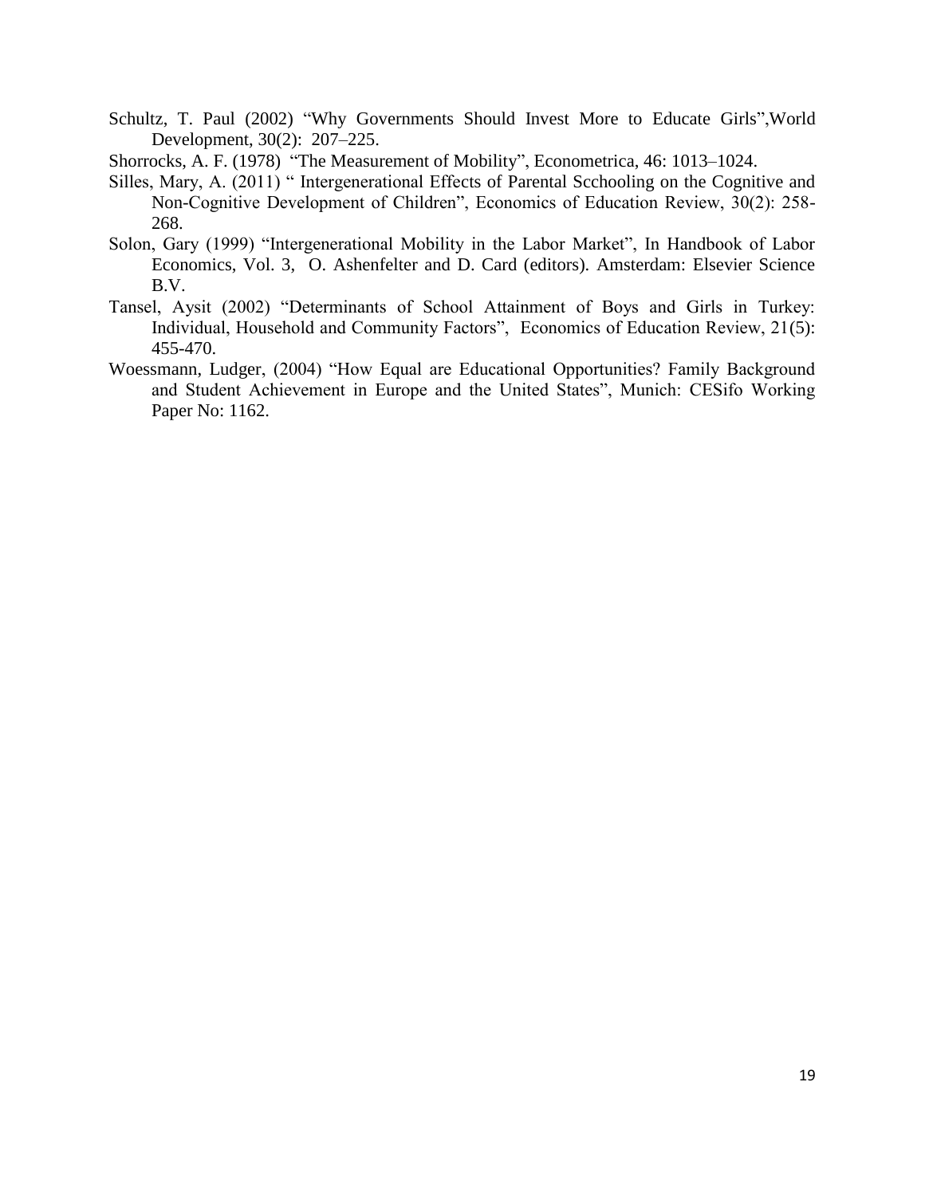Schultz, T. Paul (2002) “Why Governments Should Invest More to Educate Girls”,World Development, 30(2): 207–225.

Shorrocks, A. F. (1978) “The Measurement of Mobility”, Econometrica, 46: 1013–1024.

Silles, Mary, A. (2011) “ Intergenerational Effects of Parental Scchooling on the Cognitive and Non-Cognitive Development of Children”, Economics of Education Review, 30(2): 258-268.

Solon, Gary (1999) “Intergenerational Mobility in the Labor Market”, In Handbook of Labor Economics, Vol. 3, O. Ashenfelter and D. Card (editors). Amsterdam: Elsevier Science B.V.

Tansel, Aysit (2002) “Determinants of School Attainment of Boys and Girls in Turkey: Individual, Household and Community Factors”, Economics of Education Review, 21(5): 455-470.

Woessmann, Ludger, (2004) “How Equal are Educational Opportunities? Family Background and Student Achievement in Europe and the United States”, Munich: CESifo Working Paper No: 1162.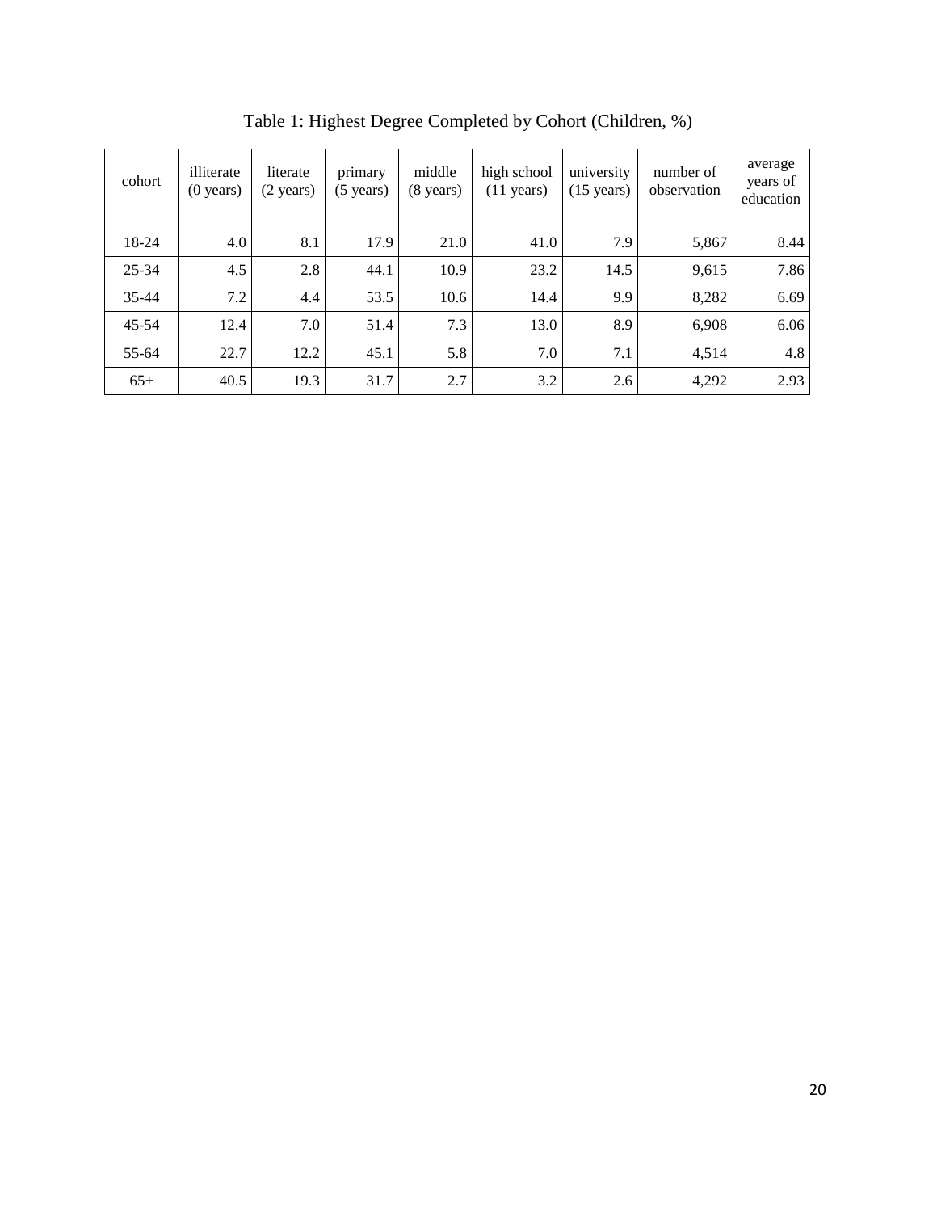Table 1: Highest Degree Completed by Cohort (Children, %)

| cohort | illiterate (0 years) | literate (2 years) | primary (5 years) | middle (8 years) | high school (11 years) | university (15 years) | number of observation | average years of education |
|---|---|---|---|---|---|---|---|---|
| 18-24 | 4.0 | 8.1 | 17.9 | 21.0 | 41.0 | 7.9 | 5,867 | 8.44 |
| 25-34 | 4.5 | 2.8 | 44.1 | 10.9 | 23.2 | 14.5 | 9,615 | 7.86 |
| 35-44 | 7.2 | 4.4 | 53.5 | 10.6 | 14.4 | 9.9 | 8,282 | 6.69 |
| 45-54 | 12.4 | 7.0 | 51.4 | 7.3 | 13.0 | 8.9 | 6,908 | 6.06 |
| 55-64 | 22.7 | 12.2 | 45.1 | 5.8 | 7.0 | 7.1 | 4,514 | 4.8 |
| 65+ | 40.5 | 19.3 | 31.7 | 2.7 | 3.2 | 2.6 | 4,292 | 2.93 |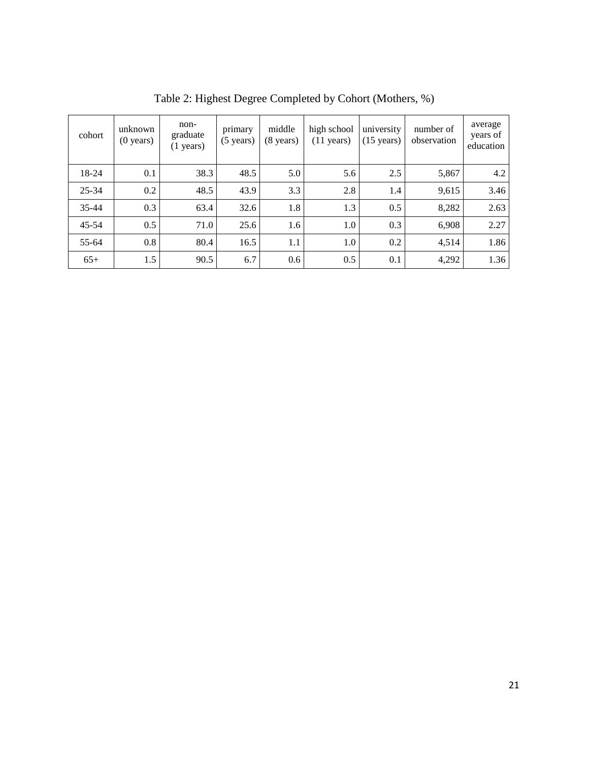Table 2: Highest Degree Completed by Cohort (Mothers, %)

| cohort | unknown (0 years) | non-graduate (1 years) | primary (5 years) | middle (8 years) | high school (11 years) | university (15 years) | number of observation | average years of education |
|---|---|---|---|---|---|---|---|---|
| 18-24 | 0.1 | 38.3 | 48.5 | 5.0 | 5.6 | 2.5 | 5,867 | 4.2 |
| 25-34 | 0.2 | 48.5 | 43.9 | 3.3 | 2.8 | 1.4 | 9,615 | 3.46 |
| 35-44 | 0.3 | 63.4 | 32.6 | 1.8 | 1.3 | 0.5 | 8,282 | 2.63 |
| 45-54 | 0.5 | 71.0 | 25.6 | 1.6 | 1.0 | 0.3 | 6,908 | 2.27 |
| 55-64 | 0.8 | 80.4 | 16.5 | 1.1 | 1.0 | 0.2 | 4,514 | 1.86 |
| 65+ | 1.5 | 90.5 | 6.7 | 0.6 | 0.5 | 0.1 | 4,292 | 1.36 |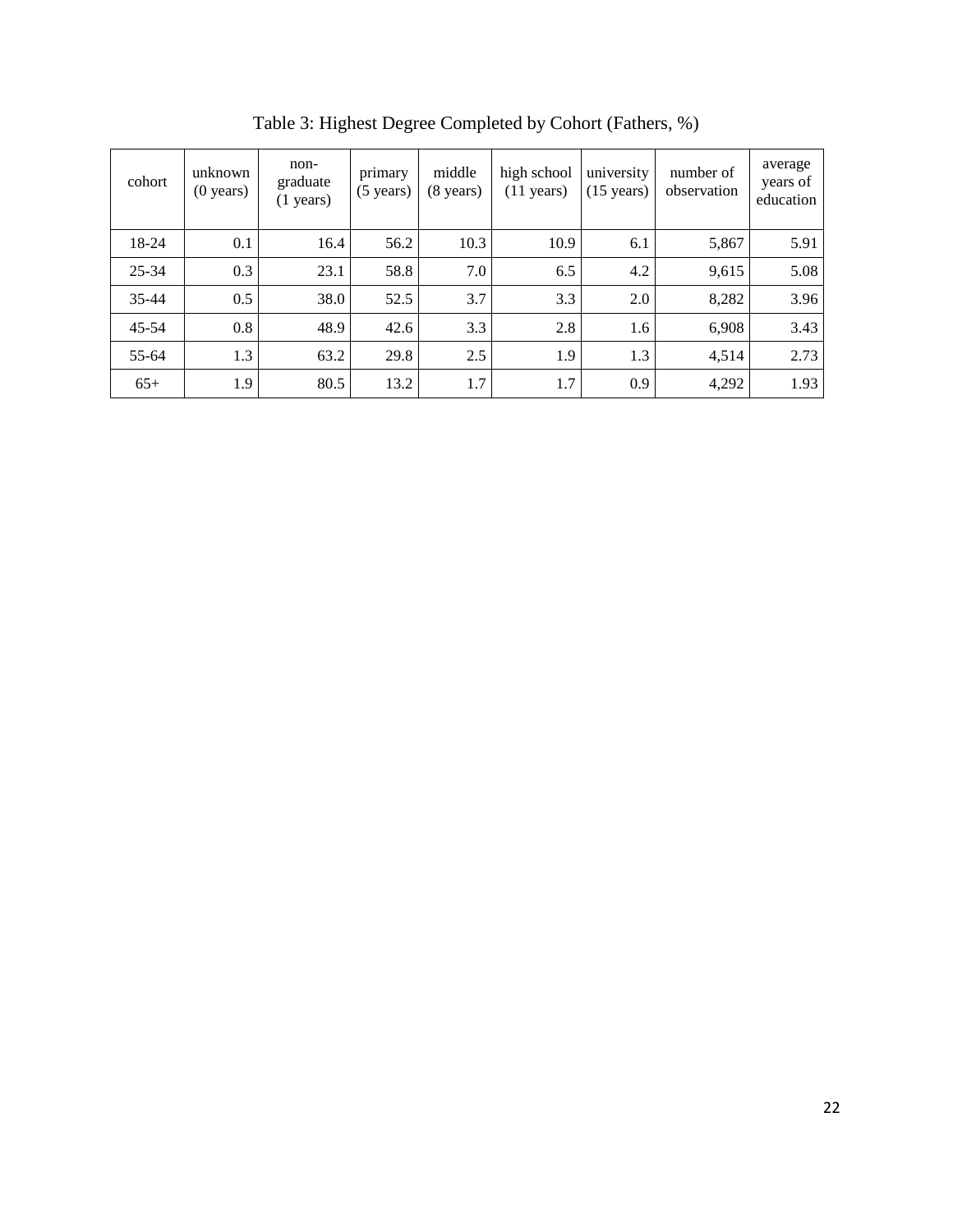Table 3: Highest Degree Completed by Cohort (Fathers, %)

| cohort | unknown (0 years) | non-graduate (1 years) | primary (5 years) | middle (8 years) | high school (11 years) | university (15 years) | number of observation | average years of education |
|---|---|---|---|---|---|---|---|---|
| 18-24 | 0.1 | 16.4 | 56.2 | 10.3 | 10.9 | 6.1 | 5,867 | 5.91 |
| 25-34 | 0.3 | 23.1 | 58.8 | 7.0 | 6.5 | 4.2 | 9,615 | 5.08 |
| 35-44 | 0.5 | 38.0 | 52.5 | 3.7 | 3.3 | 2.0 | 8,282 | 3.96 |
| 45-54 | 0.8 | 48.9 | 42.6 | 3.3 | 2.8 | 1.6 | 6,908 | 3.43 |
| 55-64 | 1.3 | 63.2 | 29.8 | 2.5 | 1.9 | 1.3 | 4,514 | 2.73 |
| 65+ | 1.9 | 80.5 | 13.2 | 1.7 | 1.7 | 0.9 | 4,292 | 1.93 |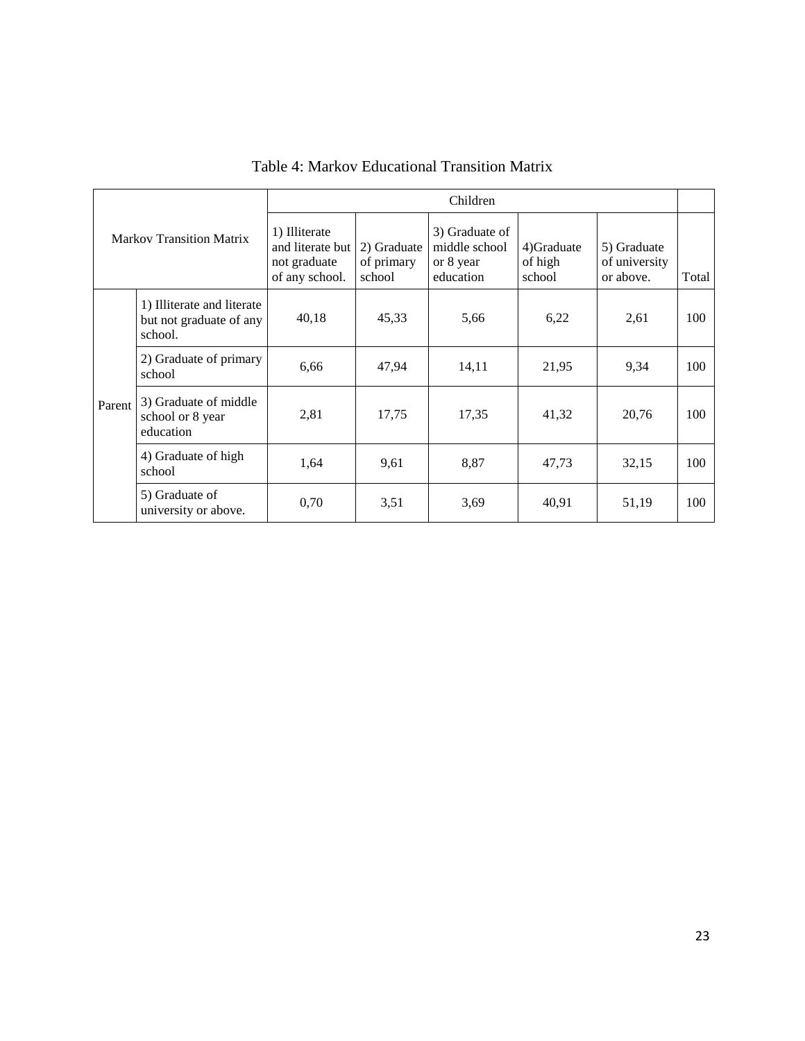Table 4: Markov Educational Transition Matrix

| Markov Transition Matrix | | Children | | | | | |
|---|---|---|---|---|---|---|---|
| | | 1) Illiterate and literate but not graduate of any school. | 2) Graduate of primary school | 3) Graduate of middle school or 8 year education | 4)Graduate of high school | 5) Graduate of university or above. | Total |
| Parent | 1) Illiterate and literate but not graduate of any school. | 40,18 | 45,33 | 5,66 | 6,22 | 2,61 | 100 |
| | 2) Graduate of primary school | 6,66 | 47,94 | 14,11 | 21,95 | 9,34 | 100 |
| | 3) Graduate of middle school or 8 year education | 2,81 | 17,75 | 17,35 | 41,32 | 20,76 | 100 |
| | 4) Graduate of high school | 1,64 | 9,61 | 8,87 | 47,73 | 32,15 | 100 |
| | 5) Graduate of university or above. | 0,70 | 3,51 | 3,69 | 40,91 | 51,19 | 100 |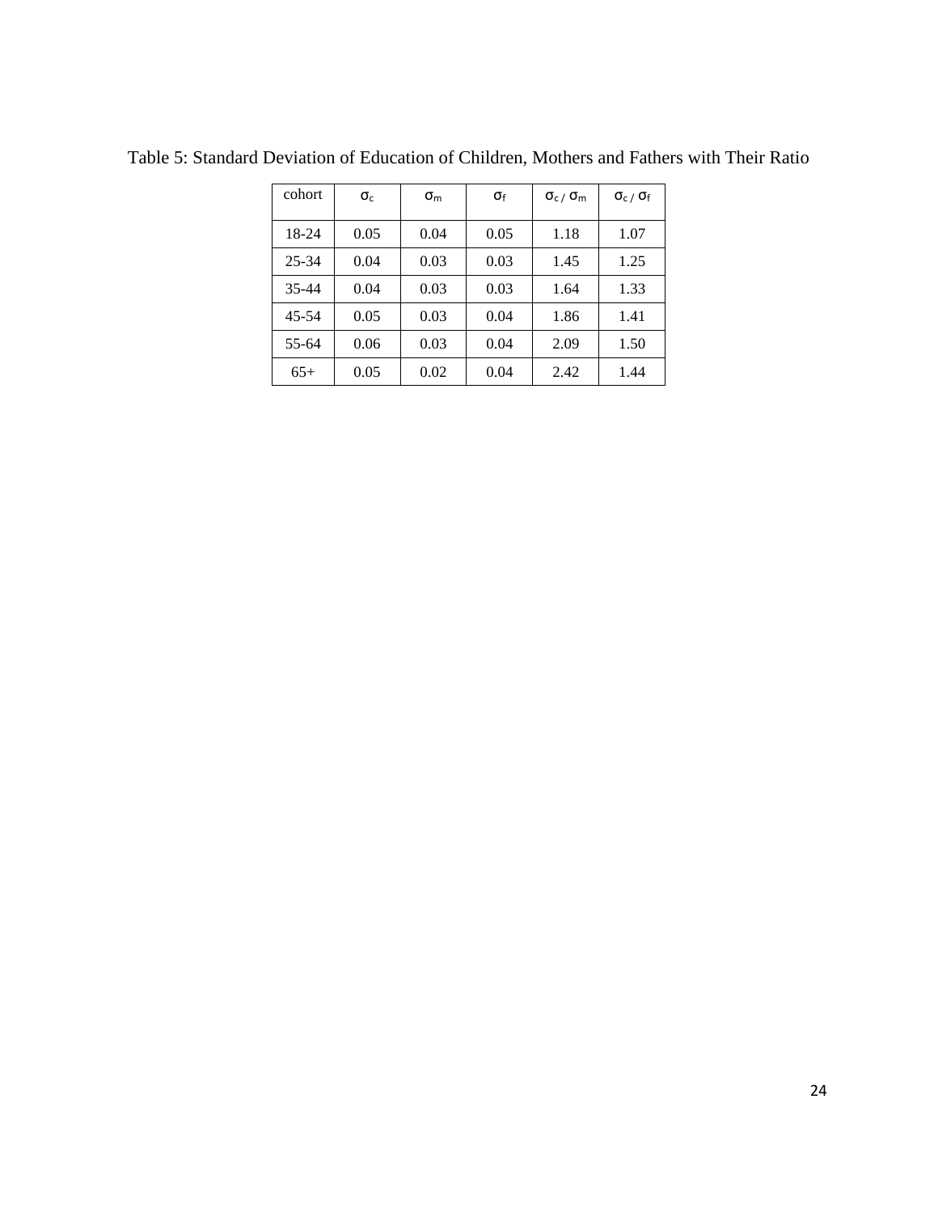Table 5: Standard Deviation of Education of Children, Mothers and Fathers with Their Ratio

| cohort | $\sigma_c$ | $\sigma_m$ | $\sigma_f$ | $\sigma_c / \sigma_m$ | $\sigma_c / \sigma_f$ |
|---|---|---|---|---|---|
| 18-24 | 0.05 | 0.04 | 0.05 | 1.18 | 1.07 |
| 25-34 | 0.04 | 0.03 | 0.03 | 1.45 | 1.25 |
| 35-44 | 0.04 | 0.03 | 0.03 | 1.64 | 1.33 |
| 45-54 | 0.05 | 0.03 | 0.04 | 1.86 | 1.41 |
| 55-64 | 0.06 | 0.03 | 0.04 | 2.09 | 1.50 |
| 65+ | 0.05 | 0.02 | 0.04 | 2.42 | 1.44 |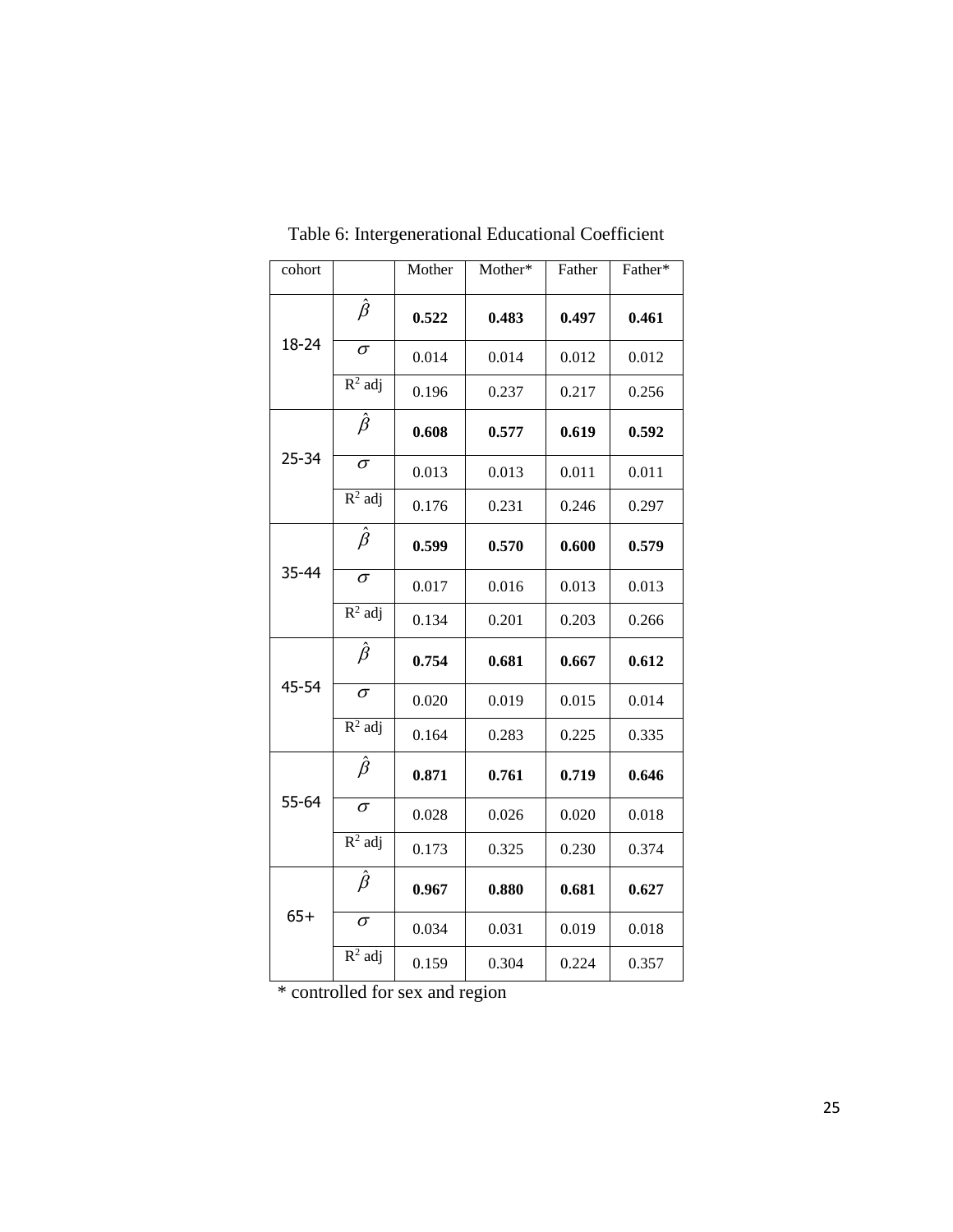Table 6: Intergenerational Educational Coefficient

| cohort | | Mother | Mother* | Father | Father* |
|---|---|---|---|---|---|
| 18-24 | $\hat{\beta}$ | **0.522** | **0.483** | **0.497** | **0.461** |
| | $\sigma$ | 0.014 | 0.014 | 0.012 | 0.012 |
| | $R^2$ adj | 0.196 | 0.237 | 0.217 | 0.256 |
| 25-34 | $\hat{\beta}$ | **0.608** | **0.577** | **0.619** | **0.592** |
| | $\sigma$ | 0.013 | 0.013 | 0.011 | 0.011 |
| | $R^2$ adj | 0.176 | 0.231 | 0.246 | 0.297 |
| 35-44 | $\hat{\beta}$ | **0.599** | **0.570** | **0.600** | **0.579** |
| | $\sigma$ | 0.017 | 0.016 | 0.013 | 0.013 |
| | $R^2$ adj | 0.134 | 0.201 | 0.203 | 0.266 |
| 45-54 | $\hat{\beta}$ | **0.754** | **0.681** | **0.667** | **0.612** |
| | $\sigma$ | 0.020 | 0.019 | 0.015 | 0.014 |
| | $R^2$ adj | 0.164 | 0.283 | 0.225 | 0.335 |
| 55-64 | $\hat{\beta}$ | **0.871** | **0.761** | **0.719** | **0.646** |
| | $\sigma$ | 0.028 | 0.026 | 0.020 | 0.018 |
| | $R^2$ adj | 0.173 | 0.325 | 0.230 | 0.374 |
| 65+ | $\hat{\beta}$ | **0.967** | **0.880** | **0.681** | **0.627** |
| | $\sigma$ | 0.034 | 0.031 | 0.019 | 0.018 |
| | $R^2$ adj | 0.159 | 0.304 | 0.224 | 0.357 |

* controlled for sex and region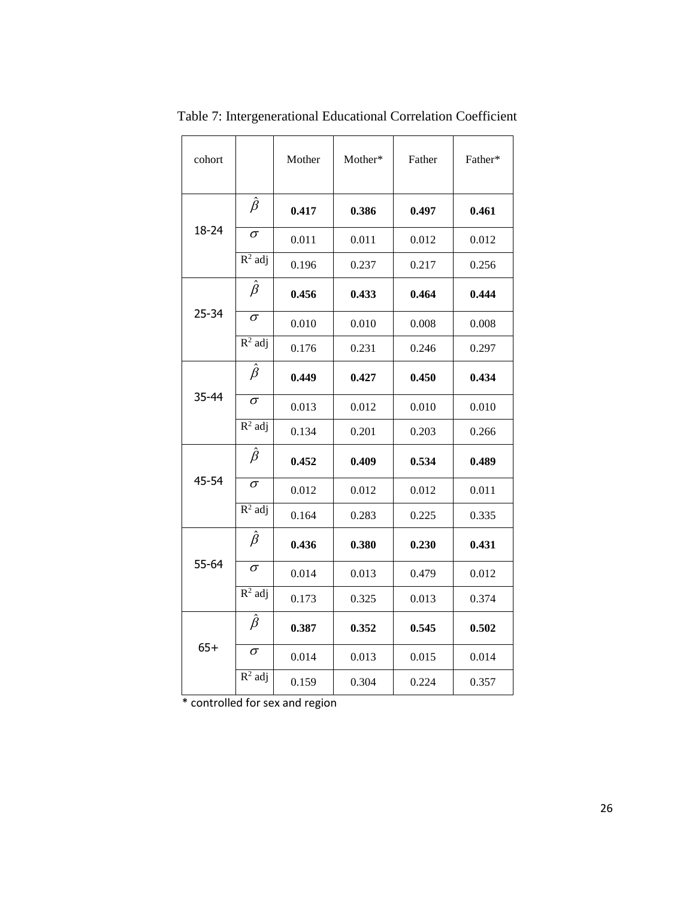Table 7: Intergenerational Educational Correlation Coefficient

| cohort | | Mother | Mother* | Father | Father* |
|---|---|---|---|---|---|
| 18-24 | $\hat{\beta}$ | **0.417** | **0.386** | **0.497** | **0.461** |
| | $\sigma$ | 0.011 | 0.011 | 0.012 | 0.012 |
| | $R^2$ adj | 0.196 | 0.237 | 0.217 | 0.256 |
| 25-34 | $\hat{\beta}$ | **0.456** | **0.433** | **0.464** | **0.444** |
| | $\sigma$ | 0.010 | 0.010 | 0.008 | 0.008 |
| | $R^2$ adj | 0.176 | 0.231 | 0.246 | 0.297 |
| 35-44 | $\hat{\beta}$ | **0.449** | **0.427** | **0.450** | **0.434** |
| | $\sigma$ | 0.013 | 0.012 | 0.010 | 0.010 |
| | $R^2$ adj | 0.134 | 0.201 | 0.203 | 0.266 |
| 45-54 | $\hat{\beta}$ | **0.452** | **0.409** | **0.534** | **0.489** |
| | $\sigma$ | 0.012 | 0.012 | 0.012 | 0.011 |
| | $R^2$ adj | 0.164 | 0.283 | 0.225 | 0.335 |
| 55-64 | $\hat{\beta}$ | **0.436** | **0.380** | **0.230** | **0.431** |
| | $\sigma$ | 0.014 | 0.013 | 0.479 | 0.012 |
| | $R^2$ adj | 0.173 | 0.325 | 0.013 | 0.374 |
| 65+ | $\hat{\beta}$ | **0.387** | **0.352** | **0.545** | **0.502** |
| | $\sigma$ | 0.014 | 0.013 | 0.015 | 0.014 |
| | $R^2$ adj | 0.159 | 0.304 | 0.224 | 0.357 |

* controlled for sex and region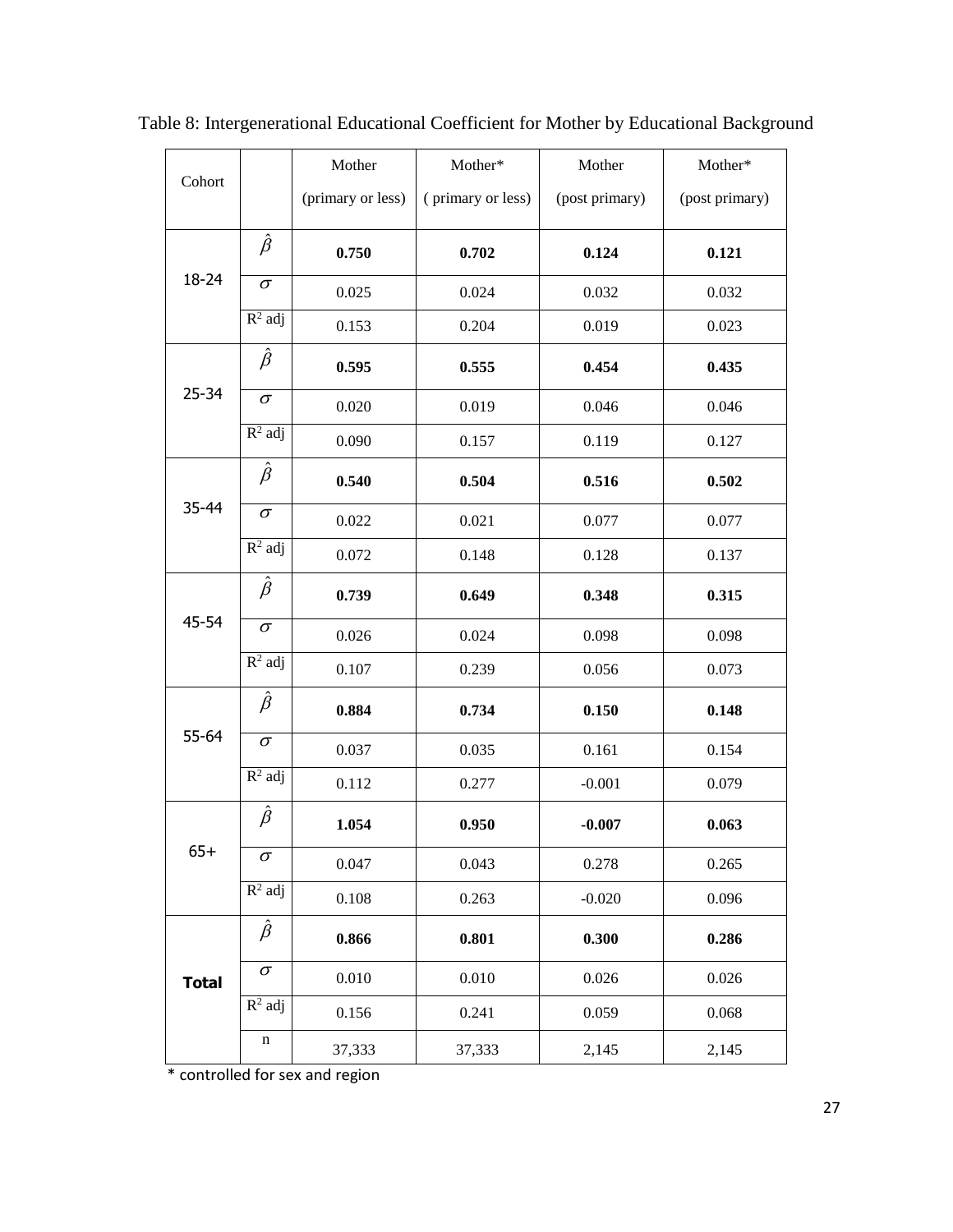Table 8: Intergenerational Educational Coefficient for Mother by Educational Background

| Cohort | | Mother (primary or less) | Mother* ( primary or less) | Mother (post primary) | Mother* (post primary) |
|---|---|---|---|---|---|
| 18-24 | $\hat{\beta}$ | **0.750** | **0.702** | **0.124** | **0.121** |
| | $\sigma$ | 0.025 | 0.024 | 0.032 | 0.032 |
| | $R^2$ adj | 0.153 | 0.204 | 0.019 | 0.023 |
| 25-34 | $\hat{\beta}$ | **0.595** | **0.555** | **0.454** | **0.435** |
| | $\sigma$ | 0.020 | 0.019 | 0.046 | 0.046 |
| | $R^2$ adj | 0.090 | 0.157 | 0.119 | 0.127 |
| 35-44 | $\hat{\beta}$ | **0.540** | **0.504** | **0.516** | **0.502** |
| | $\sigma$ | 0.022 | 0.021 | 0.077 | 0.077 |
| | $R^2$ adj | 0.072 | 0.148 | 0.128 | 0.137 |
| 45-54 | $\hat{\beta}$ | **0.739** | **0.649** | **0.348** | **0.315** |
| | $\sigma$ | 0.026 | 0.024 | 0.098 | 0.098 |
| | $R^2$ adj | 0.107 | 0.239 | 0.056 | 0.073 |
| 55-64 | $\hat{\beta}$ | **0.884** | **0.734** | **0.150** | **0.148** |
| | $\sigma$ | 0.037 | 0.035 | 0.161 | 0.154 |
| | $R^2$ adj | 0.112 | 0.277 | -0.001 | 0.079 |
| 65+ | $\hat{\beta}$ | **1.054** | **0.950** | **-0.007** | **0.063** |
| | $\sigma$ | 0.047 | 0.043 | 0.278 | 0.265 |
| | $R^2$ adj | 0.108 | 0.263 | -0.020 | 0.096 |
| **Total** | $\hat{\beta}$ | **0.866** | **0.801** | **0.300** | **0.286** |
| | $\sigma$ | 0.010 | 0.010 | 0.026 | 0.026 |
| | $R^2$ adj | 0.156 | 0.241 | 0.059 | 0.068 |
| | n | 37,333 | 37,333 | 2,145 | 2,145 |

* controlled for sex and region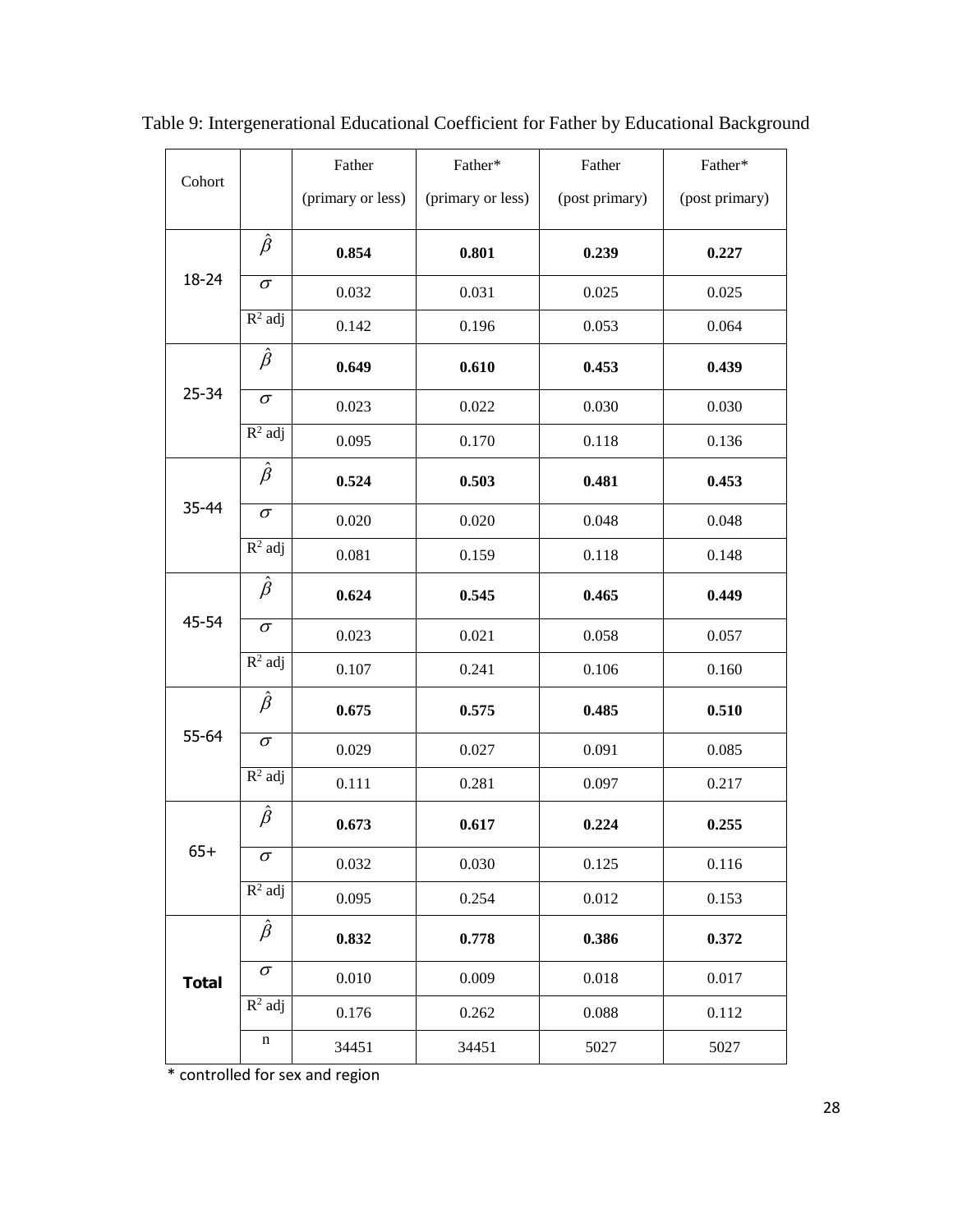Table 9: Intergenerational Educational Coefficient for Father by Educational Background

| Cohort | | Father (primary or less) | Father* (primary or less) | Father (post primary) | Father* (post primary) |
|---|---|---|---|---|---|
| 18-24 | $\hat{\beta}$ | **0.854** | **0.801** | **0.239** | **0.227** |
| | $\sigma$ | 0.032 | 0.031 | 0.025 | 0.025 |
| | $R^2$ adj | 0.142 | 0.196 | 0.053 | 0.064 |
| 25-34 | $\hat{\beta}$ | **0.649** | **0.610** | **0.453** | **0.439** |
| | $\sigma$ | 0.023 | 0.022 | 0.030 | 0.030 |
| | $R^2$ adj | 0.095 | 0.170 | 0.118 | 0.136 |
| 35-44 | $\hat{\beta}$ | **0.524** | **0.503** | **0.481** | **0.453** |
| | $\sigma$ | 0.020 | 0.020 | 0.048 | 0.048 |
| | $R^2$ adj | 0.081 | 0.159 | 0.118 | 0.148 |
| 45-54 | $\hat{\beta}$ | **0.624** | **0.545** | **0.465** | **0.449** |
| | $\sigma$ | 0.023 | 0.021 | 0.058 | 0.057 |
| | $R^2$ adj | 0.107 | 0.241 | 0.106 | 0.160 |
| 55-64 | $\hat{\beta}$ | **0.675** | **0.575** | **0.485** | **0.510** |
| | $\sigma$ | 0.029 | 0.027 | 0.091 | 0.085 |
| | $R^2$ adj | 0.111 | 0.281 | 0.097 | 0.217 |
| 65+ | $\hat{\beta}$ | **0.673** | **0.617** | **0.224** | **0.255** |
| | $\sigma$ | 0.032 | 0.030 | 0.125 | 0.116 |
| | $R^2$ adj | 0.095 | 0.254 | 0.012 | 0.153 |
| **Total** | $\hat{\beta}$ | **0.832** | **0.778** | **0.386** | **0.372** |
| | $\sigma$ | 0.010 | 0.009 | 0.018 | 0.017 |
| | $R^2$ adj | 0.176 | 0.262 | 0.088 | 0.112 |
| | n | 34451 | 34451 | 5027 | 5027 |

* controlled for sex and region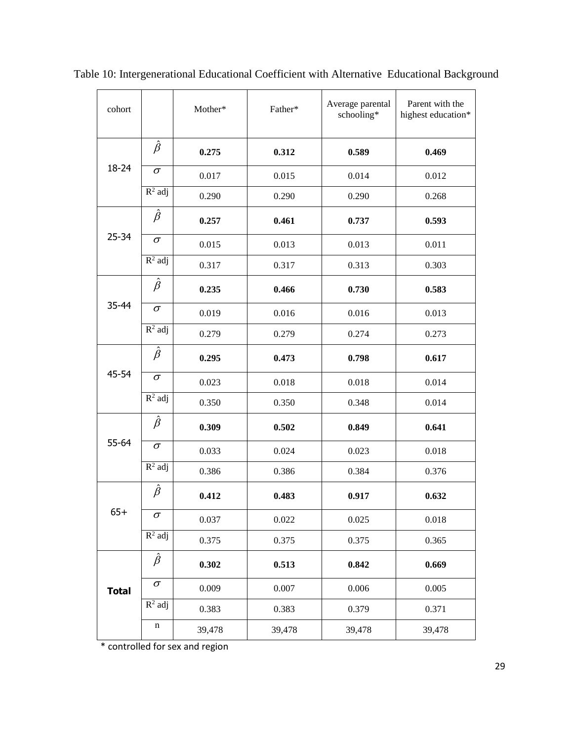Table 10: Intergenerational Educational Coefficient with Alternative Educational Background

| cohort | | Mother* | Father* | Average parental schooling* | Parent with the highest education* |
|---|---|---|---|---|---|
| 18-24 | $\hat{\beta}$ | **0.275** | **0.312** | **0.589** | **0.469** |
| | $\sigma$ | 0.017 | 0.015 | 0.014 | 0.012 |
| | $R^2$ adj | 0.290 | 0.290 | 0.290 | 0.268 |
| 25-34 | $\hat{\beta}$ | **0.257** | **0.461** | **0.737** | **0.593** |
| | $\sigma$ | 0.015 | 0.013 | 0.013 | 0.011 |
| | $R^2$ adj | 0.317 | 0.317 | 0.313 | 0.303 |
| 35-44 | $\hat{\beta}$ | **0.235** | **0.466** | **0.730** | **0.583** |
| | $\sigma$ | 0.019 | 0.016 | 0.016 | 0.013 |
| | $R^2$ adj | 0.279 | 0.279 | 0.274 | 0.273 |
| 45-54 | $\hat{\beta}$ | **0.295** | **0.473** | **0.798** | **0.617** |
| | $\sigma$ | 0.023 | 0.018 | 0.018 | 0.014 |
| | $R^2$ adj | 0.350 | 0.350 | 0.348 | 0.014 |
| 55-64 | $\hat{\beta}$ | **0.309** | **0.502** | **0.849** | **0.641** |
| | $\sigma$ | 0.033 | 0.024 | 0.023 | 0.018 |
| | $R^2$ adj | 0.386 | 0.386 | 0.384 | 0.376 |
| 65+ | $\hat{\beta}$ | **0.412** | **0.483** | **0.917** | **0.632** |
| | $\sigma$ | 0.037 | 0.022 | 0.025 | 0.018 |
| | $R^2$ adj | 0.375 | 0.375 | 0.375 | 0.365 |
| **Total** | $\hat{\beta}$ | **0.302** | **0.513** | **0.842** | **0.669** |
| | $\sigma$ | 0.009 | 0.007 | 0.006 | 0.005 |
| | $R^2$ adj | 0.383 | 0.383 | 0.379 | 0.371 |
| | n | 39,478 | 39,478 | 39,478 | 39,478 |

* controlled for sex and region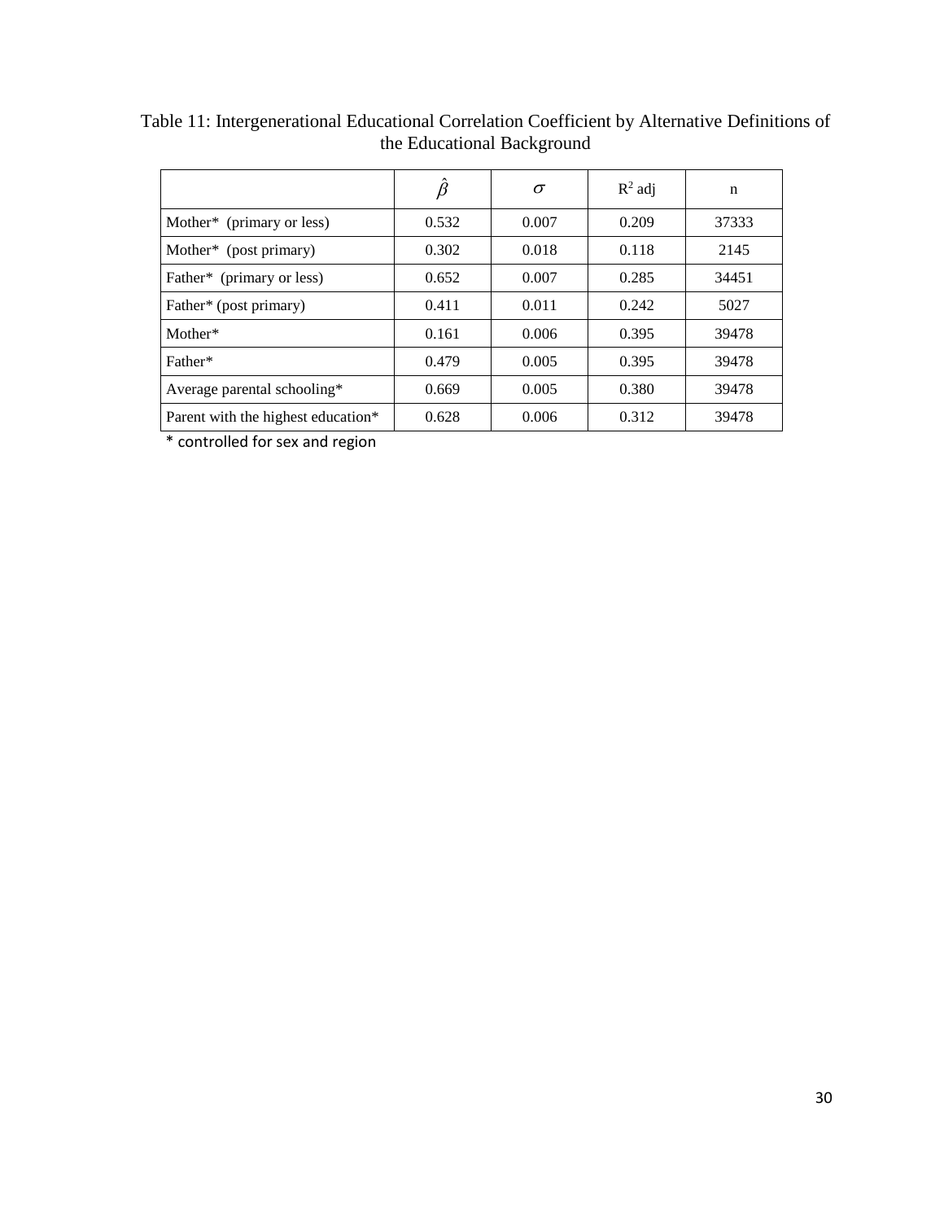Table 11: Intergenerational Educational Correlation Coefficient by Alternative Definitions of the Educational Background

| | $\hat{\beta}$ | $\sigma$ | $R^2$ adj | n |
|---|---|---|---|---|
| Mother* (primary or less) | 0.532 | 0.007 | 0.209 | 37333 |
| Mother* (post primary) | 0.302 | 0.018 | 0.118 | 2145 |
| Father* (primary or less) | 0.652 | 0.007 | 0.285 | 34451 |
| Father* (post primary) | 0.411 | 0.011 | 0.242 | 5027 |
| Mother* | 0.161 | 0.006 | 0.395 | 39478 |
| Father* | 0.479 | 0.005 | 0.395 | 39478 |
| Average parental schooling* | 0.669 | 0.005 | 0.380 | 39478 |
| Parent with the highest education* | 0.628 | 0.006 | 0.312 | 39478 |

* controlled for sex and region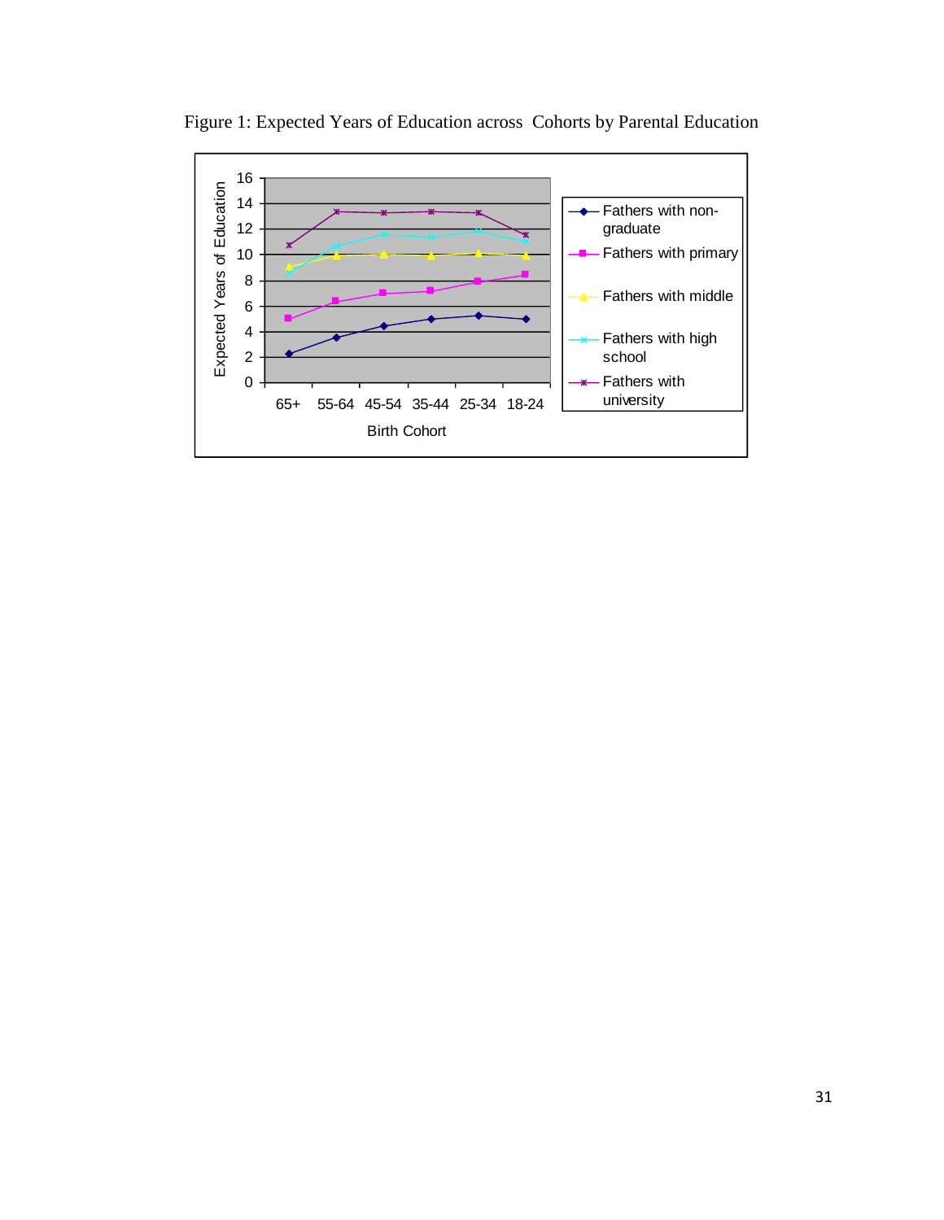Figure 1: Expected Years of Education across  Cohorts by Parental Education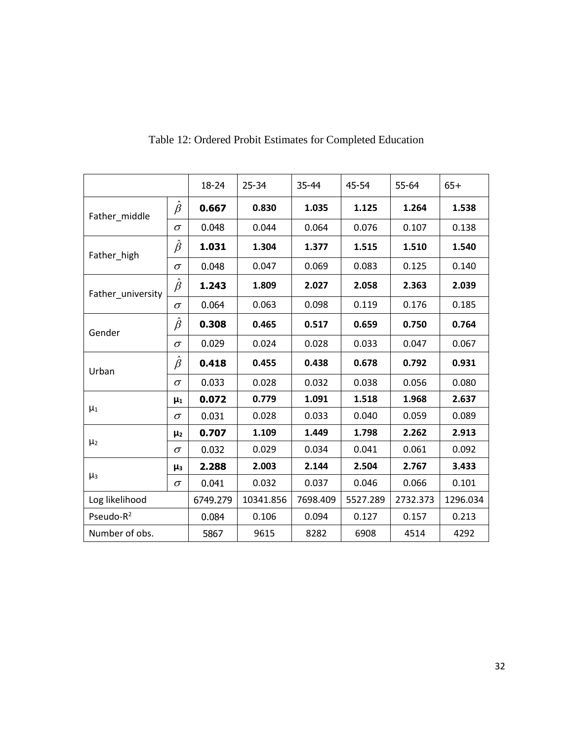Table 12: Ordered Probit Estimates for Completed Education

| | | 18-24 | 25-34 | 35-44 | 45-54 | 55-64 | 65+ |
|---|---|---|---|---|---|---|---|
| Father_middle | $\hat{\beta}$ | **0.667** | **0.830** | **1.035** | **1.125** | **1.264** | **1.538** |
| | $\sigma$ | 0.048 | 0.044 | 0.064 | 0.076 | 0.107 | 0.138 |
| Father_high | $\hat{\beta}$ | **1.031** | **1.304** | **1.377** | **1.515** | **1.510** | **1.540** |
| | $\sigma$ | 0.048 | 0.047 | 0.069 | 0.083 | 0.125 | 0.140 |
| Father_university | $\hat{\beta}$ | **1.243** | **1.809** | **2.027** | **2.058** | **2.363** | **2.039** |
| | $\sigma$ | 0.064 | 0.063 | 0.098 | 0.119 | 0.176 | 0.185 |
| Gender | $\hat{\beta}$ | **0.308** | **0.465** | **0.517** | **0.659** | **0.750** | **0.764** |
| | $\sigma$ | 0.029 | 0.024 | 0.028 | 0.033 | 0.047 | 0.067 |
| Urban | $\hat{\beta}$ | **0.418** | **0.455** | **0.438** | **0.678** | **0.792** | **0.931** |
| | $\sigma$ | 0.033 | 0.028 | 0.032 | 0.038 | 0.056 | 0.080 |
| $\mu_1$ | $\mu_1$ | **0.072** | **0.779** | **1.091** | **1.518** | **1.968** | **2.637** |
| | $\sigma$ | 0.031 | 0.028 | 0.033 | 0.040 | 0.059 | 0.089 |
| $\mu_2$ | $\mu_2$ | **0.707** | **1.109** | **1.449** | **1.798** | **2.262** | **2.913** |
| | $\sigma$ | 0.032 | 0.029 | 0.034 | 0.041 | 0.061 | 0.092 |
| $\mu_3$ | $\mu_3$ | **2.288** | **2.003** | **2.144** | **2.504** | **2.767** | **3.433** |
| | $\sigma$ | 0.041 | 0.032 | 0.037 | 0.046 | 0.066 | 0.101 |
| Log likelihood | | 6749.279 | 10341.856 | 7698.409 | 5527.289 | 2732.373 | 1296.034 |
| Pseudo-$R^2$ | | 0.084 | 0.106 | 0.094 | 0.127 | 0.157 | 0.213 |
| Number of obs. | | 5867 | 9615 | 8282 | 6908 | 4514 | 4292 |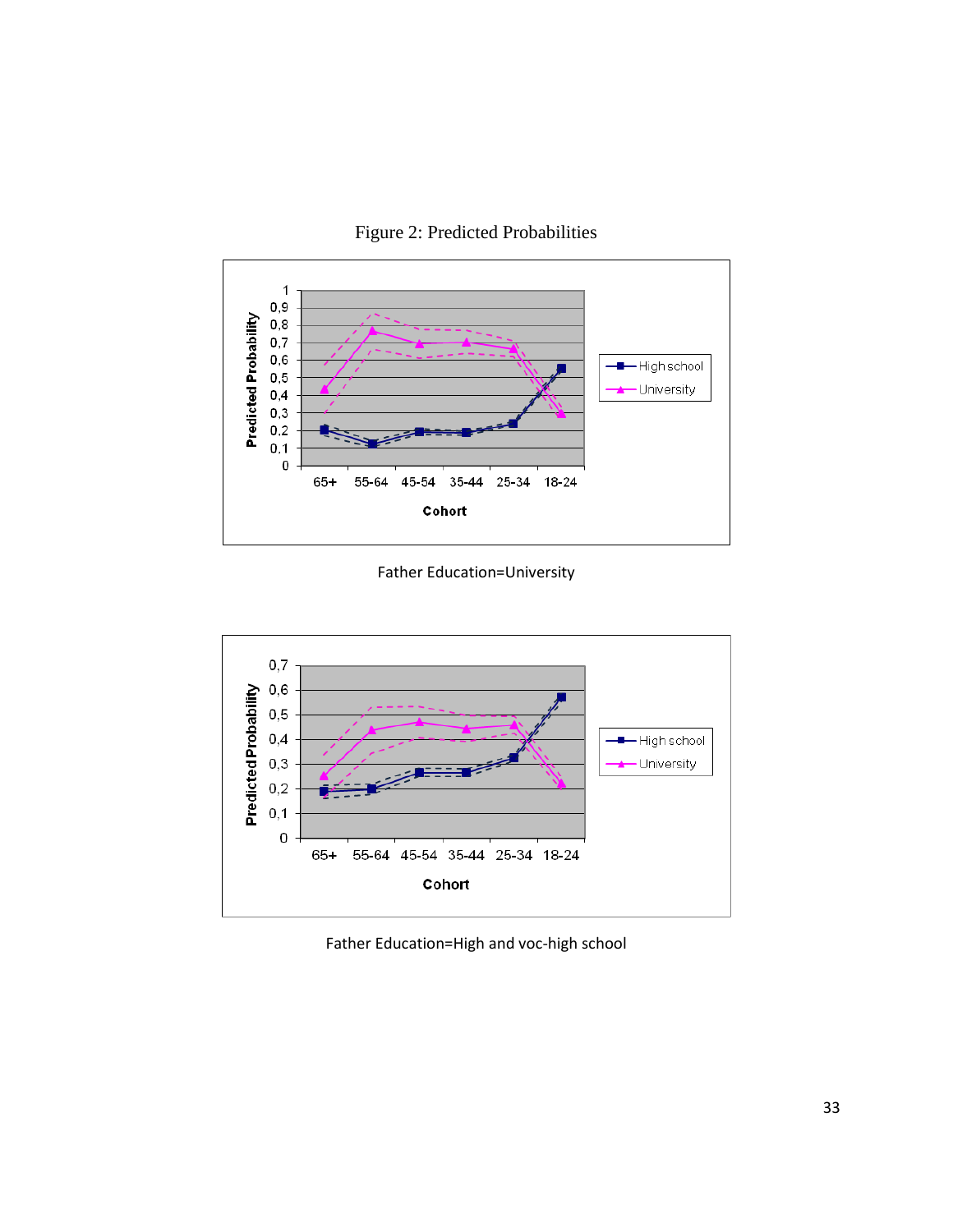Figure 2: Predicted Probabilities

Father Education=University

Father Education=High and voc-high school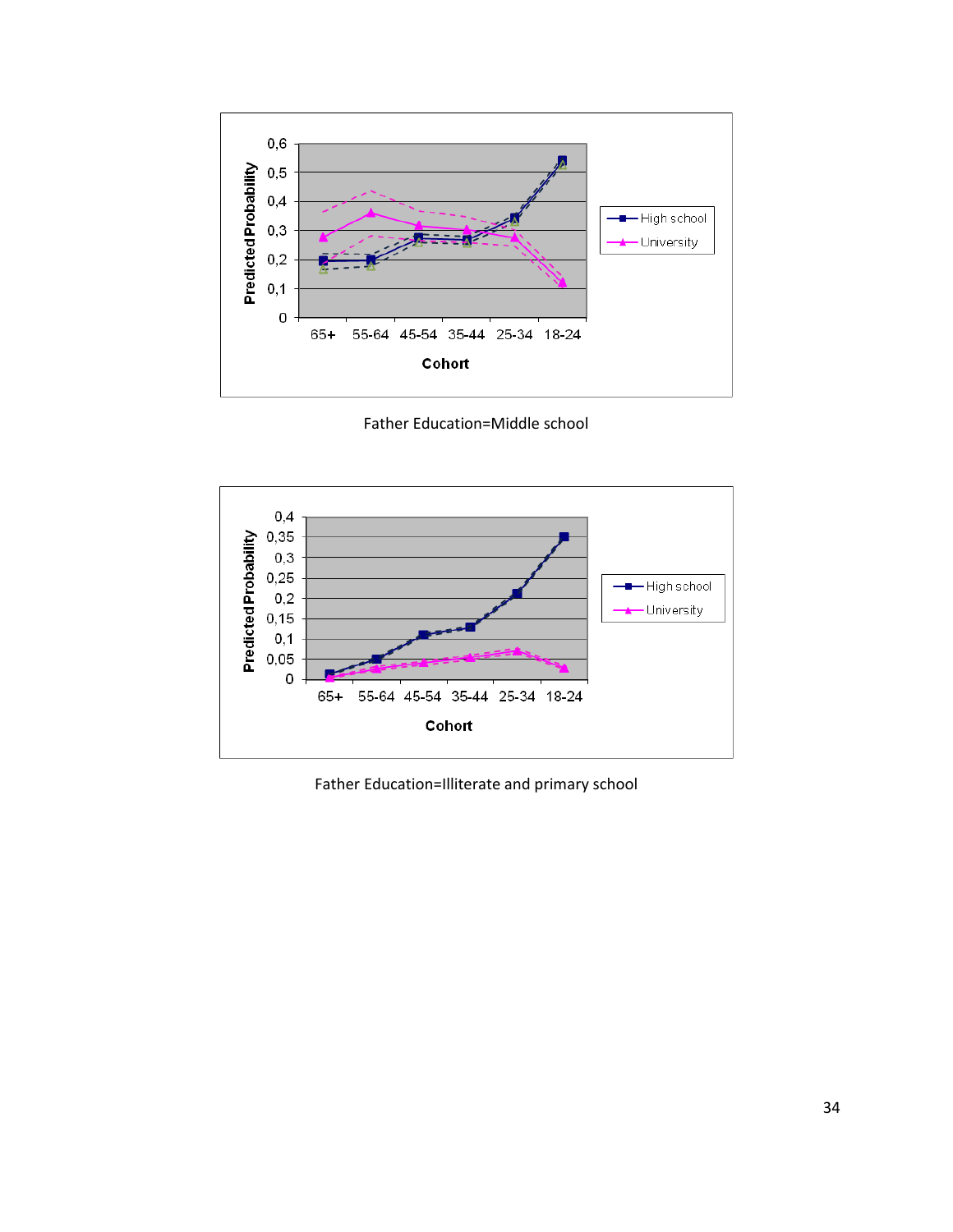Father Education=Middle school

Father Education=Illiterate and primary school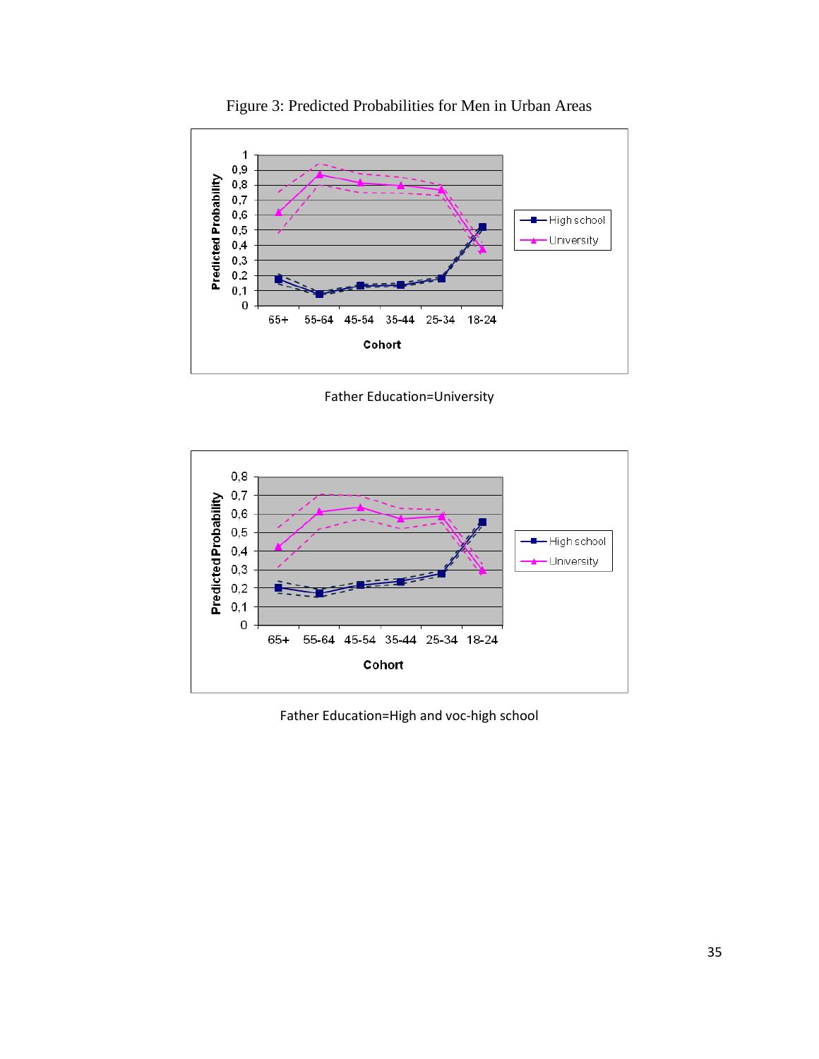Figure 3: Predicted Probabilities for Men in Urban Areas

Father Education=University

Father Education=High and voc-high school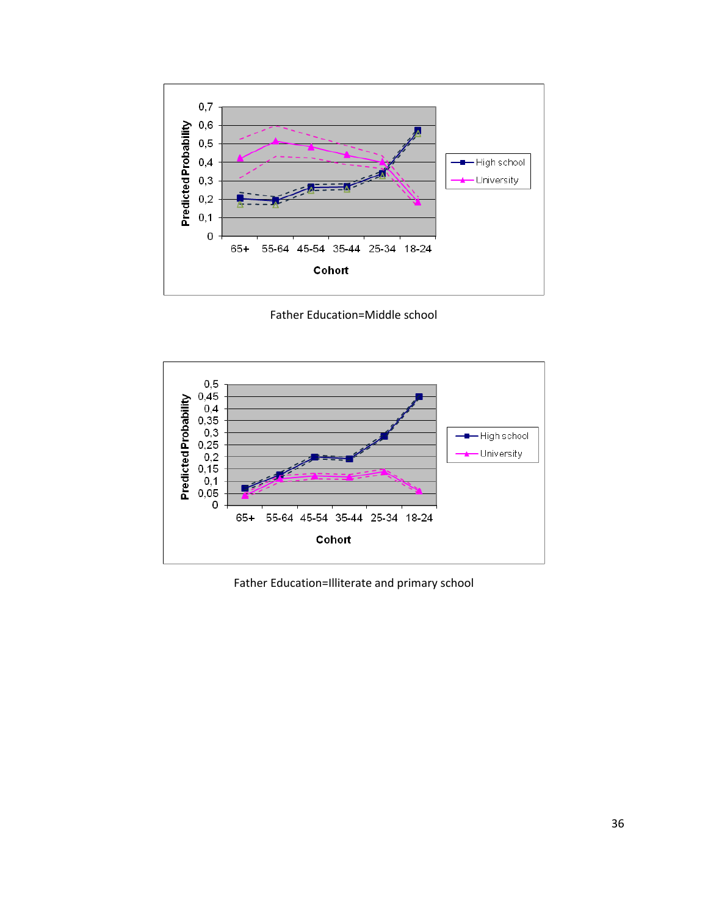Father Education=Middle school

Father Education=Illiterate and primary school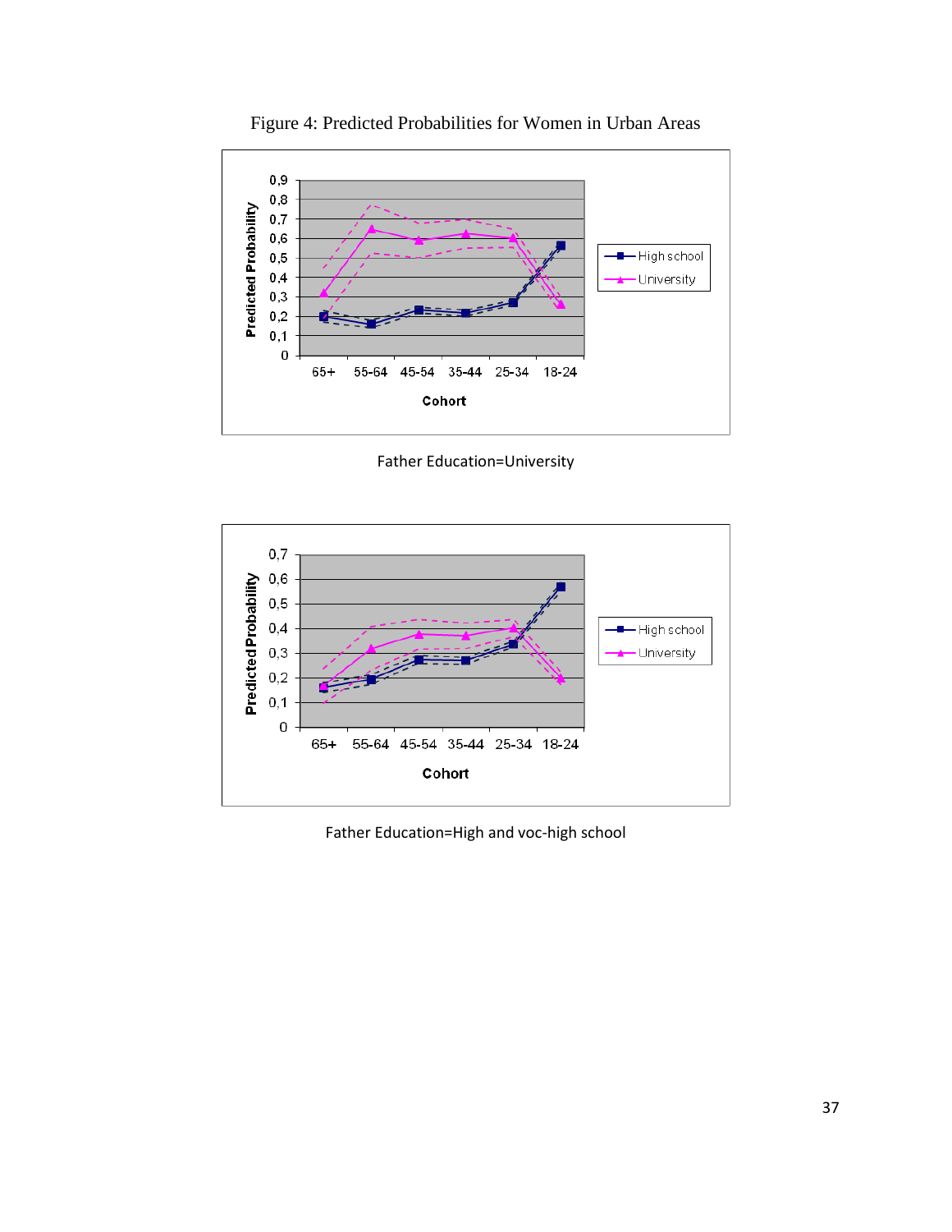Figure 4: Predicted Probabilities for Women in Urban Areas

Father Education=University

Father Education=High and voc-high school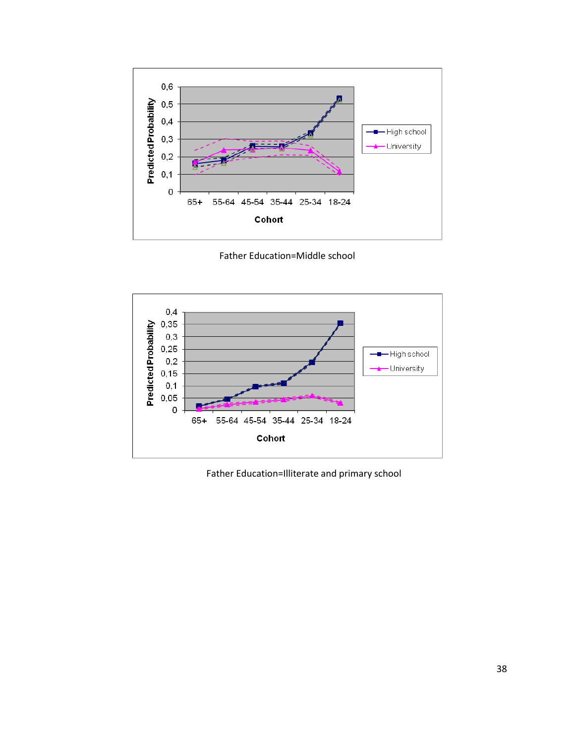Predicted Probability

0,6
0,5
0,4
0,3
0,2
0,1
0

65+ 55-64 45-54 35-44 25-34 18-24

Cohort

High school
University

Father Education=Middle school

Predicted Probability

0,4
0,35
0,3
0,25
0,2
0,15
0,1
0,05
0

65+ 55-64 45-54 35-44 25-34 18-24

Cohort

High school
University

Father Education=Illiterate and primary school